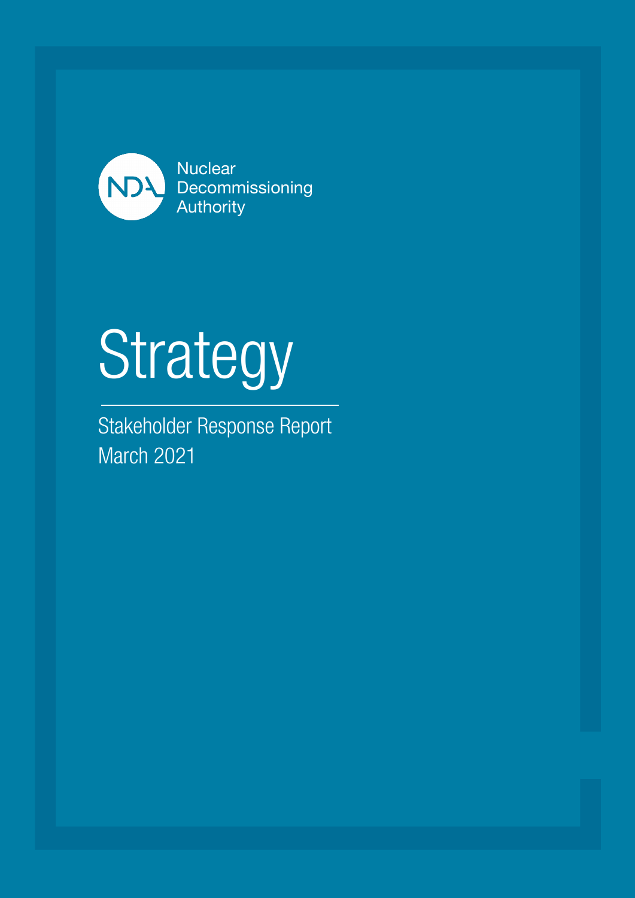Nuclear Decommissioning Authority

# Strategy

Stakeholder Response Report

March 2021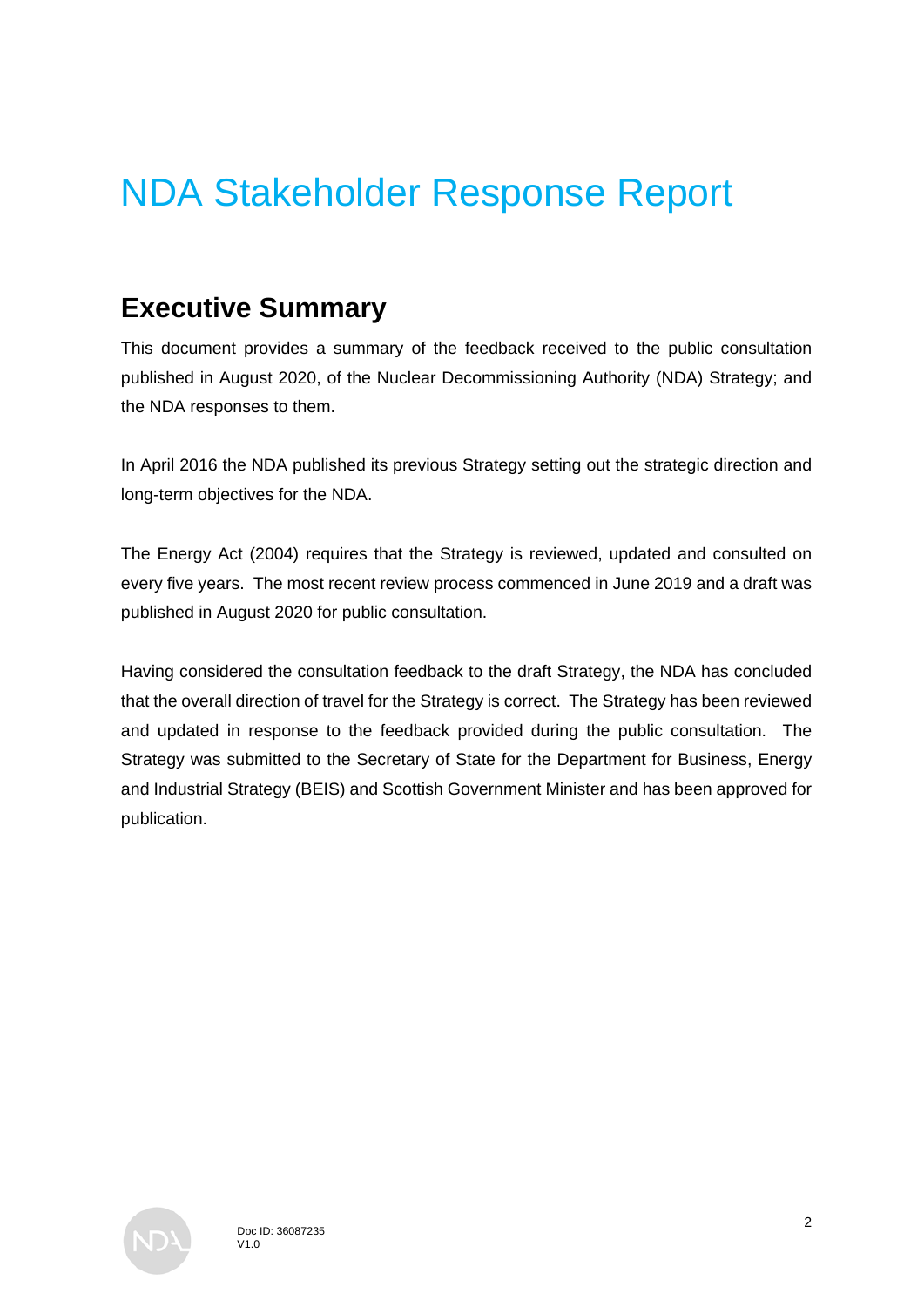# NDA Stakeholder Response Report

## Executive Summary

This document provides a summary of the feedback received to the public consultation published in August 2020, of the Nuclear Decommissioning Authority (NDA) Strategy; and the NDA responses to them.

In April 2016 the NDA published its previous Strategy setting out the strategic direction and long-term objectives for the NDA.

The Energy Act (2004) requires that the Strategy is reviewed, updated and consulted on every five years. The most recent review process commenced in June 2019 and a draft was published in August 2020 for public consultation.

Having considered the consultation feedback to the draft Strategy, the NDA has concluded that the overall direction of travel for the Strategy is correct. The Strategy has been reviewed and updated in response to the feedback provided during the public consultation. The Strategy was submitted to the Secretary of State for the Department for Business, Energy and Industrial Strategy (BEIS) and Scottish Government Minister and has been approved for publication.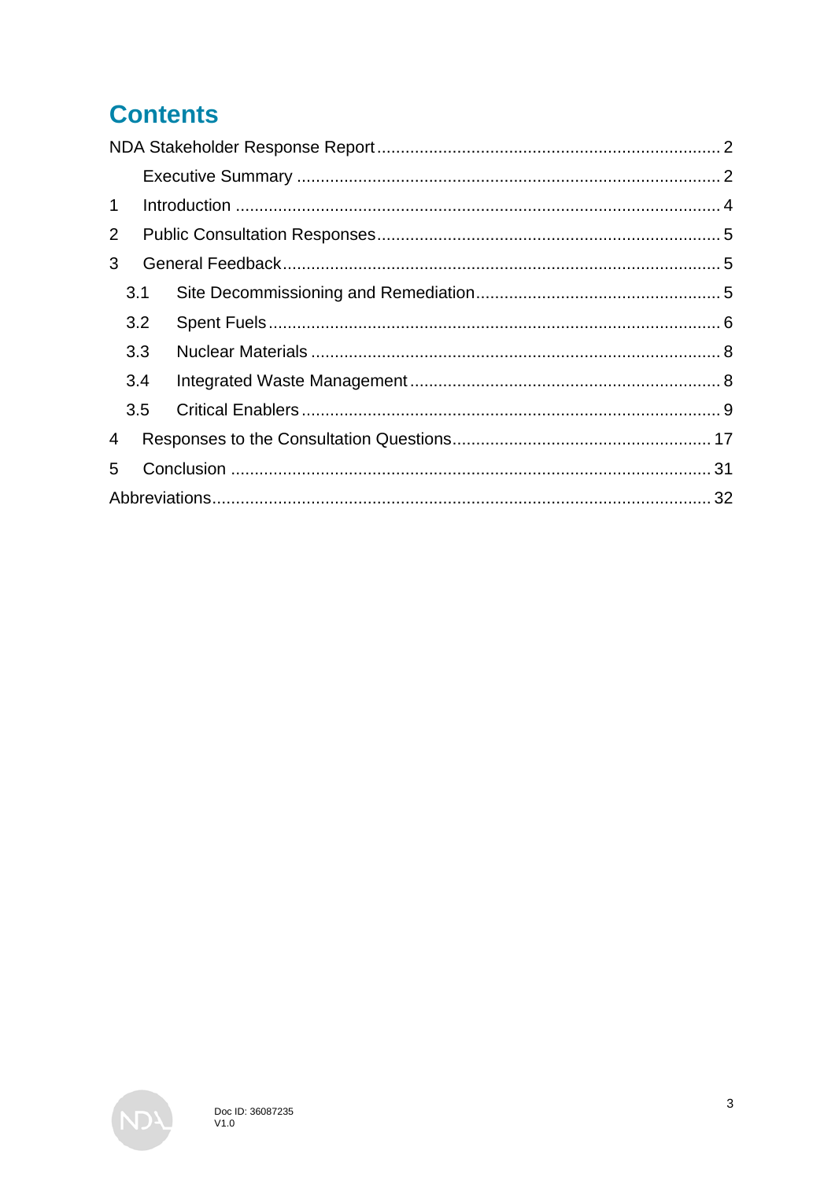# Contents

NDA Stakeholder Response Report ........ 2

Executive Summary ........ 2

1 Introduction ........ 4

2 Public Consultation Responses ........ 5

3 General Feedback ........ 5

3.1 Site Decommissioning and Remediation ........ 5

3.2 Spent Fuels ........ 6

3.3 Nuclear Materials ........ 8

3.4 Integrated Waste Management ........ 8

3.5 Critical Enablers ........ 9

4 Responses to the Consultation Questions ........ 17

5 Conclusion ........ 31

Abbreviations ........ 32

Doc ID: 36087235
V1.0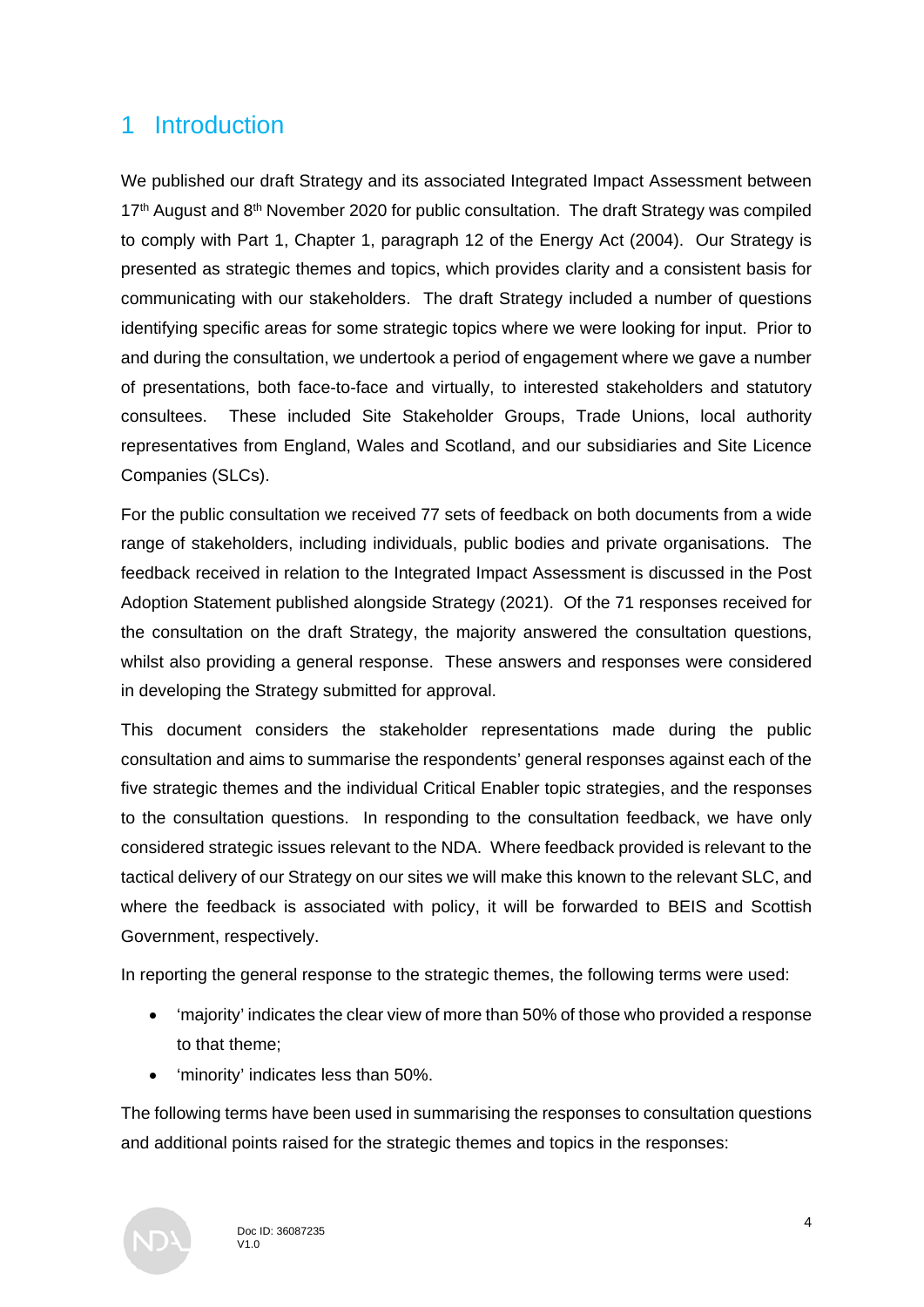# 1 Introduction

We published our draft Strategy and its associated Integrated Impact Assessment between 17th August and 8th November 2020 for public consultation. The draft Strategy was compiled to comply with Part 1, Chapter 1, paragraph 12 of the Energy Act (2004). Our Strategy is presented as strategic themes and topics, which provides clarity and a consistent basis for communicating with our stakeholders. The draft Strategy included a number of questions identifying specific areas for some strategic topics where we were looking for input. Prior to and during the consultation, we undertook a period of engagement where we gave a number of presentations, both face-to-face and virtually, to interested stakeholders and statutory consultees. These included Site Stakeholder Groups, Trade Unions, local authority representatives from England, Wales and Scotland, and our subsidiaries and Site Licence Companies (SLCs).

For the public consultation we received 77 sets of feedback on both documents from a wide range of stakeholders, including individuals, public bodies and private organisations. The feedback received in relation to the Integrated Impact Assessment is discussed in the Post Adoption Statement published alongside Strategy (2021). Of the 71 responses received for the consultation on the draft Strategy, the majority answered the consultation questions, whilst also providing a general response. These answers and responses were considered in developing the Strategy submitted for approval.

This document considers the stakeholder representations made during the public consultation and aims to summarise the respondents' general responses against each of the five strategic themes and the individual Critical Enabler topic strategies, and the responses to the consultation questions. In responding to the consultation feedback, we have only considered strategic issues relevant to the NDA. Where feedback provided is relevant to the tactical delivery of our Strategy on our sites we will make this known to the relevant SLC, and where the feedback is associated with policy, it will be forwarded to BEIS and Scottish Government, respectively.

In reporting the general response to the strategic themes, the following terms were used:

- 'majority' indicates the clear view of more than 50% of those who provided a response to that theme;
- 'minority' indicates less than 50%.

The following terms have been used in summarising the responses to consultation questions and additional points raised for the strategic themes and topics in the responses: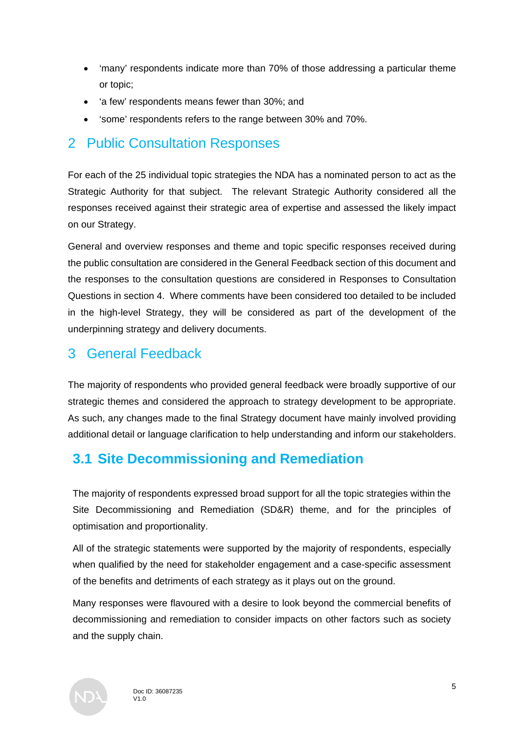- 'many' respondents indicate more than 70% of those addressing a particular theme or topic;
- 'a few' respondents means fewer than 30%; and
- 'some' respondents refers to the range between 30% and 70%.

# 2 Public Consultation Responses

For each of the 25 individual topic strategies the NDA has a nominated person to act as the Strategic Authority for that subject. The relevant Strategic Authority considered all the responses received against their strategic area of expertise and assessed the likely impact on our Strategy.

General and overview responses and theme and topic specific responses received during the public consultation are considered in the General Feedback section of this document and the responses to the consultation questions are considered in Responses to Consultation Questions in section 4. Where comments have been considered too detailed to be included in the high-level Strategy, they will be considered as part of the development of the underpinning strategy and delivery documents.

# 3 General Feedback

The majority of respondents who provided general feedback were broadly supportive of our strategic themes and considered the approach to strategy development to be appropriate. As such, any changes made to the final Strategy document have mainly involved providing additional detail or language clarification to help understanding and inform our stakeholders.

## 3.1 Site Decommissioning and Remediation

The majority of respondents expressed broad support for all the topic strategies within the Site Decommissioning and Remediation (SD&R) theme, and for the principles of optimisation and proportionality.

All of the strategic statements were supported by the majority of respondents, especially when qualified by the need for stakeholder engagement and a case-specific assessment of the benefits and detriments of each strategy as it plays out on the ground.

Many responses were flavoured with a desire to look beyond the commercial benefits of decommissioning and remediation to consider impacts on other factors such as society and the supply chain.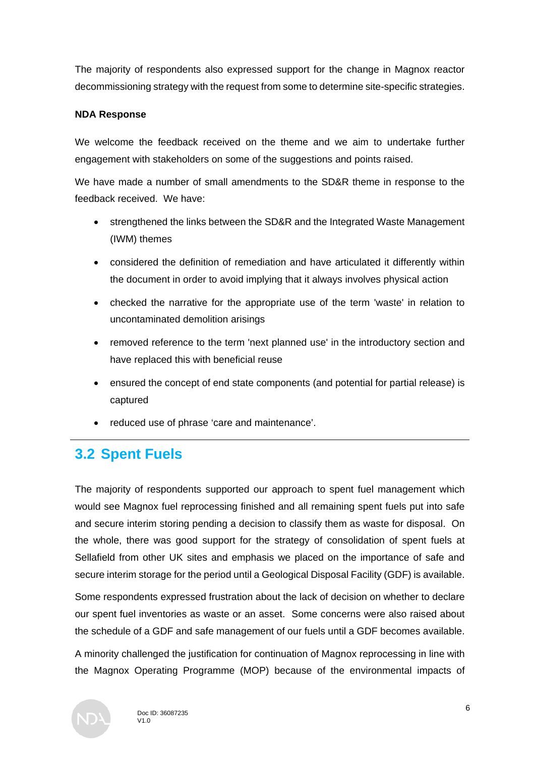The majority of respondents also expressed support for the change in Magnox reactor decommissioning strategy with the request from some to determine site-specific strategies.

**NDA Response**

We welcome the feedback received on the theme and we aim to undertake further engagement with stakeholders on some of the suggestions and points raised.

We have made a number of small amendments to the SD&R theme in response to the feedback received. We have:

- strengthened the links between the SD&R and the Integrated Waste Management (IWM) themes
- considered the definition of remediation and have articulated it differently within the document in order to avoid implying that it always involves physical action
- checked the narrative for the appropriate use of the term 'waste' in relation to uncontaminated demolition arisings
- removed reference to the term 'next planned use' in the introductory section and have replaced this with beneficial reuse
- ensured the concept of end state components (and potential for partial release) is captured
- reduced use of phrase 'care and maintenance'.

---

## 3.2 Spent Fuels

The majority of respondents supported our approach to spent fuel management which would see Magnox fuel reprocessing finished and all remaining spent fuels put into safe and secure interim storing pending a decision to classify them as waste for disposal. On the whole, there was good support for the strategy of consolidation of spent fuels at Sellafield from other UK sites and emphasis we placed on the importance of safe and secure interim storage for the period until a Geological Disposal Facility (GDF) is available.

Some respondents expressed frustration about the lack of decision on whether to declare our spent fuel inventories as waste or an asset. Some concerns were also raised about the schedule of a GDF and safe management of our fuels until a GDF becomes available.

A minority challenged the justification for continuation of Magnox reprocessing in line with the Magnox Operating Programme (MOP) because of the environmental impacts of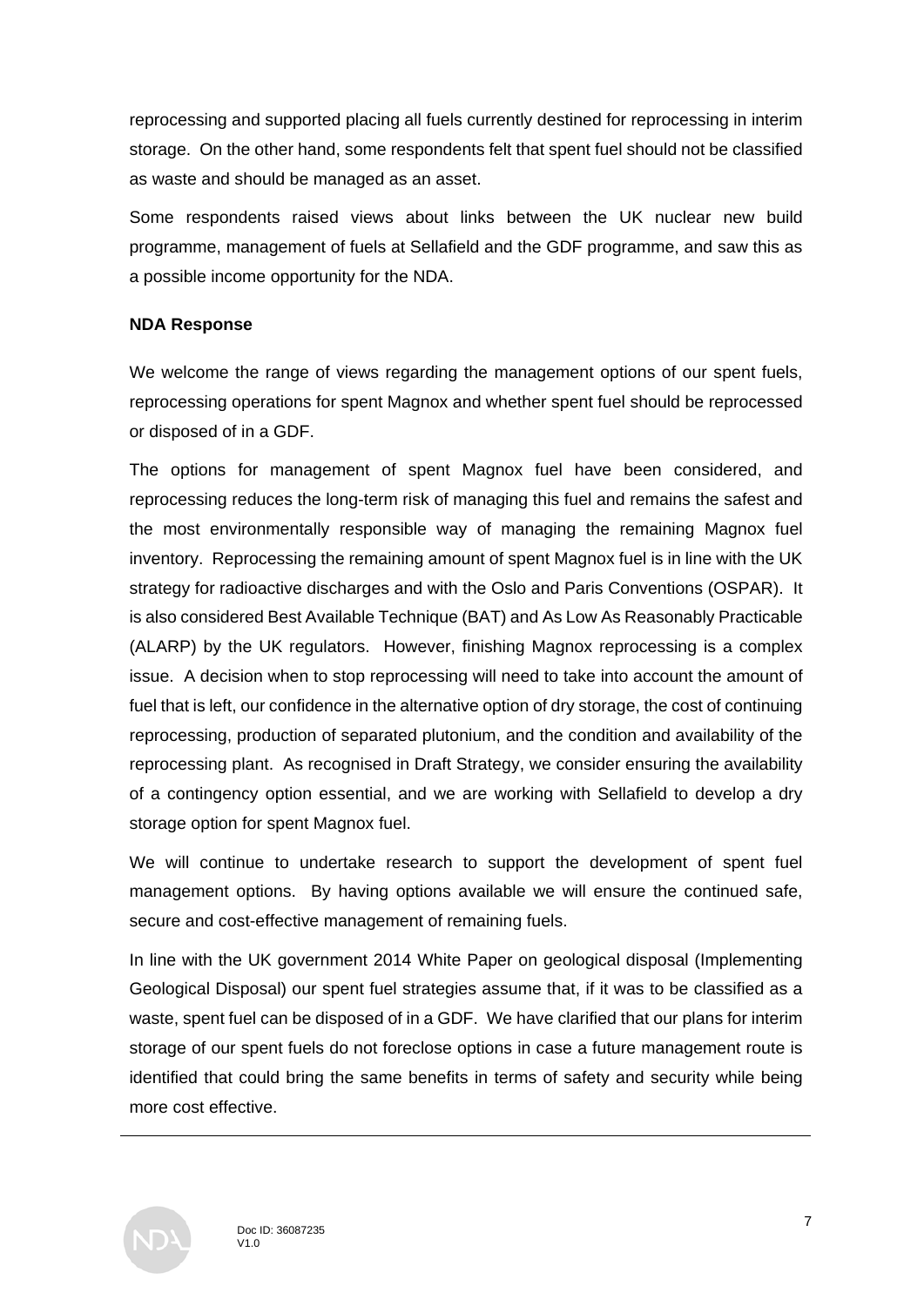reprocessing and supported placing all fuels currently destined for reprocessing in interim storage. On the other hand, some respondents felt that spent fuel should not be classified as waste and should be managed as an asset.

Some respondents raised views about links between the UK nuclear new build programme, management of fuels at Sellafield and the GDF programme, and saw this as a possible income opportunity for the NDA.

**NDA Response**

We welcome the range of views regarding the management options of our spent fuels, reprocessing operations for spent Magnox and whether spent fuel should be reprocessed or disposed of in a GDF.

The options for management of spent Magnox fuel have been considered, and reprocessing reduces the long-term risk of managing this fuel and remains the safest and the most environmentally responsible way of managing the remaining Magnox fuel inventory. Reprocessing the remaining amount of spent Magnox fuel is in line with the UK strategy for radioactive discharges and with the Oslo and Paris Conventions (OSPAR). It is also considered Best Available Technique (BAT) and As Low As Reasonably Practicable (ALARP) by the UK regulators. However, finishing Magnox reprocessing is a complex issue. A decision when to stop reprocessing will need to take into account the amount of fuel that is left, our confidence in the alternative option of dry storage, the cost of continuing reprocessing, production of separated plutonium, and the condition and availability of the reprocessing plant. As recognised in Draft Strategy, we consider ensuring the availability of a contingency option essential, and we are working with Sellafield to develop a dry storage option for spent Magnox fuel.

We will continue to undertake research to support the development of spent fuel management options. By having options available we will ensure the continued safe, secure and cost-effective management of remaining fuels.

In line with the UK government 2014 White Paper on geological disposal (Implementing Geological Disposal) our spent fuel strategies assume that, if it was to be classified as a waste, spent fuel can be disposed of in a GDF. We have clarified that our plans for interim storage of our spent fuels do not foreclose options in case a future management route is identified that could bring the same benefits in terms of safety and security while being more cost effective.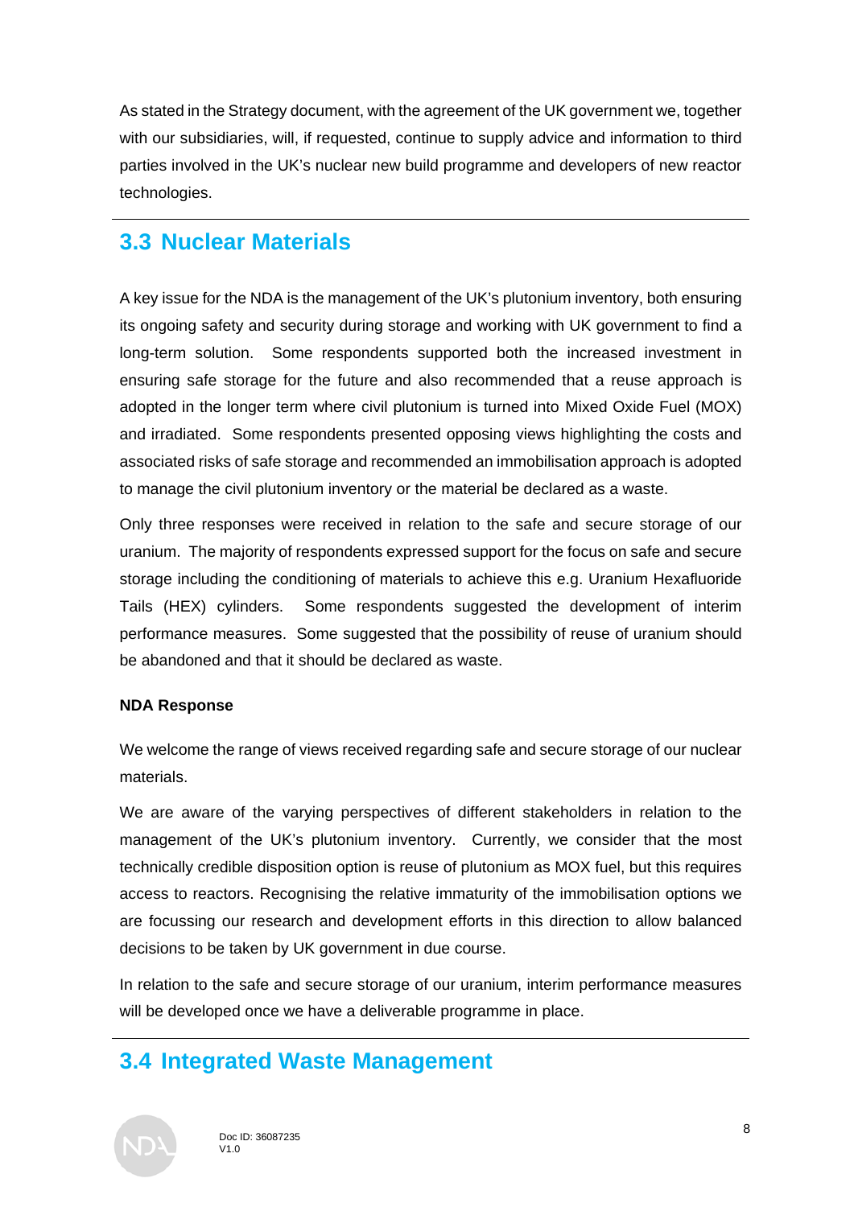As stated in the Strategy document, with the agreement of the UK government we, together with our subsidiaries, will, if requested, continue to supply advice and information to third parties involved in the UK's nuclear new build programme and developers of new reactor technologies.

## 3.3 Nuclear Materials

A key issue for the NDA is the management of the UK's plutonium inventory, both ensuring its ongoing safety and security during storage and working with UK government to find a long-term solution. Some respondents supported both the increased investment in ensuring safe storage for the future and also recommended that a reuse approach is adopted in the longer term where civil plutonium is turned into Mixed Oxide Fuel (MOX) and irradiated. Some respondents presented opposing views highlighting the costs and associated risks of safe storage and recommended an immobilisation approach is adopted to manage the civil plutonium inventory or the material be declared as a waste.

Only three responses were received in relation to the safe and secure storage of our uranium. The majority of respondents expressed support for the focus on safe and secure storage including the conditioning of materials to achieve this e.g. Uranium Hexafluoride Tails (HEX) cylinders. Some respondents suggested the development of interim performance measures. Some suggested that the possibility of reuse of uranium should be abandoned and that it should be declared as waste.

**NDA Response**

We welcome the range of views received regarding safe and secure storage of our nuclear materials.

We are aware of the varying perspectives of different stakeholders in relation to the management of the UK's plutonium inventory. Currently, we consider that the most technically credible disposition option is reuse of plutonium as MOX fuel, but this requires access to reactors. Recognising the relative immaturity of the immobilisation options we are focussing our research and development efforts in this direction to allow balanced decisions to be taken by UK government in due course.

In relation to the safe and secure storage of our uranium, interim performance measures will be developed once we have a deliverable programme in place.

## 3.4 Integrated Waste Management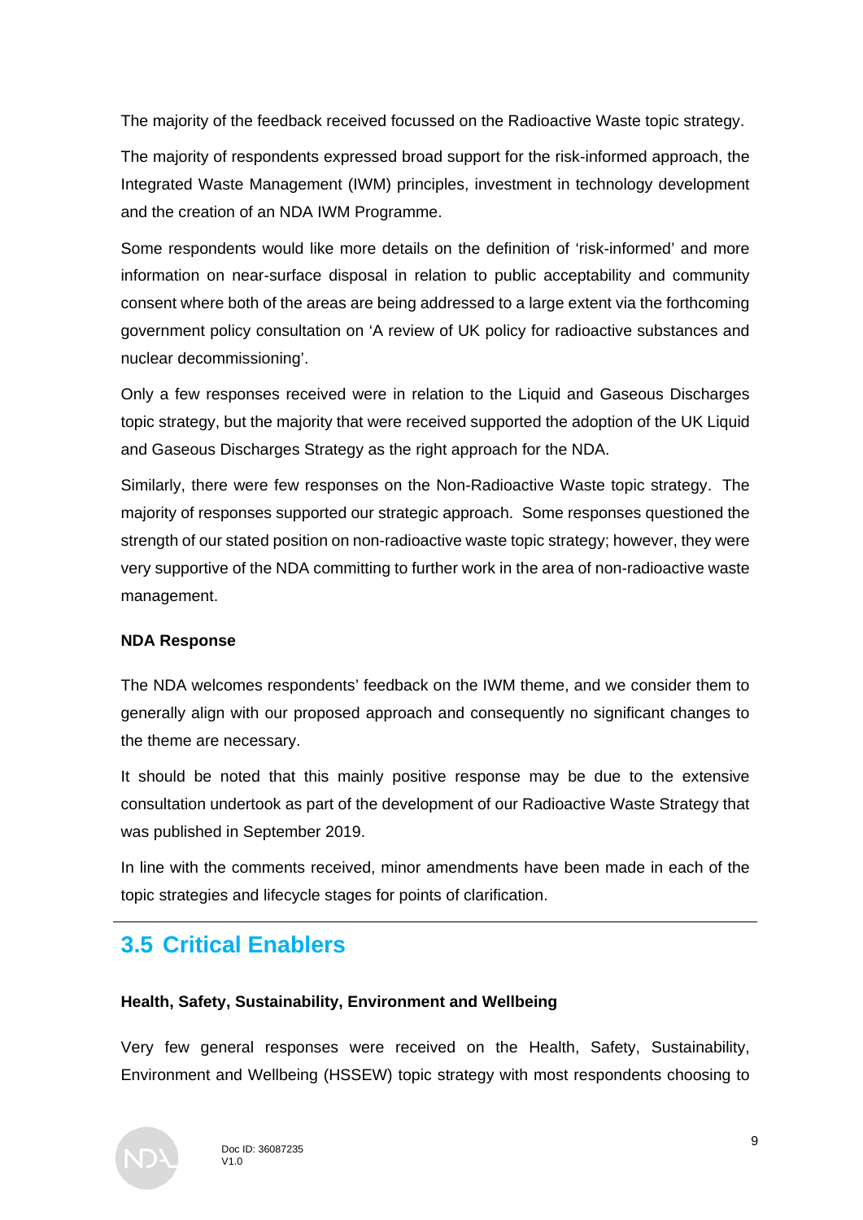The majority of the feedback received focussed on the Radioactive Waste topic strategy.

The majority of respondents expressed broad support for the risk-informed approach, the Integrated Waste Management (IWM) principles, investment in technology development and the creation of an NDA IWM Programme.

Some respondents would like more details on the definition of 'risk-informed' and more information on near-surface disposal in relation to public acceptability and community consent where both of the areas are being addressed to a large extent via the forthcoming government policy consultation on 'A review of UK policy for radioactive substances and nuclear decommissioning'.

Only a few responses received were in relation to the Liquid and Gaseous Discharges topic strategy, but the majority that were received supported the adoption of the UK Liquid and Gaseous Discharges Strategy as the right approach for the NDA.

Similarly, there were few responses on the Non-Radioactive Waste topic strategy. The majority of responses supported our strategic approach. Some responses questioned the strength of our stated position on non-radioactive waste topic strategy; however, they were very supportive of the NDA committing to further work in the area of non-radioactive waste management.

**NDA Response**

The NDA welcomes respondents' feedback on the IWM theme, and we consider them to generally align with our proposed approach and consequently no significant changes to the theme are necessary.

It should be noted that this mainly positive response may be due to the extensive consultation undertook as part of the development of our Radioactive Waste Strategy that was published in September 2019.

In line with the comments received, minor amendments have been made in each of the topic strategies and lifecycle stages for points of clarification.

## 3.5 Critical Enablers

**Health, Safety, Sustainability, Environment and Wellbeing**

Very few general responses were received on the Health, Safety, Sustainability, Environment and Wellbeing (HSSEW) topic strategy with most respondents choosing to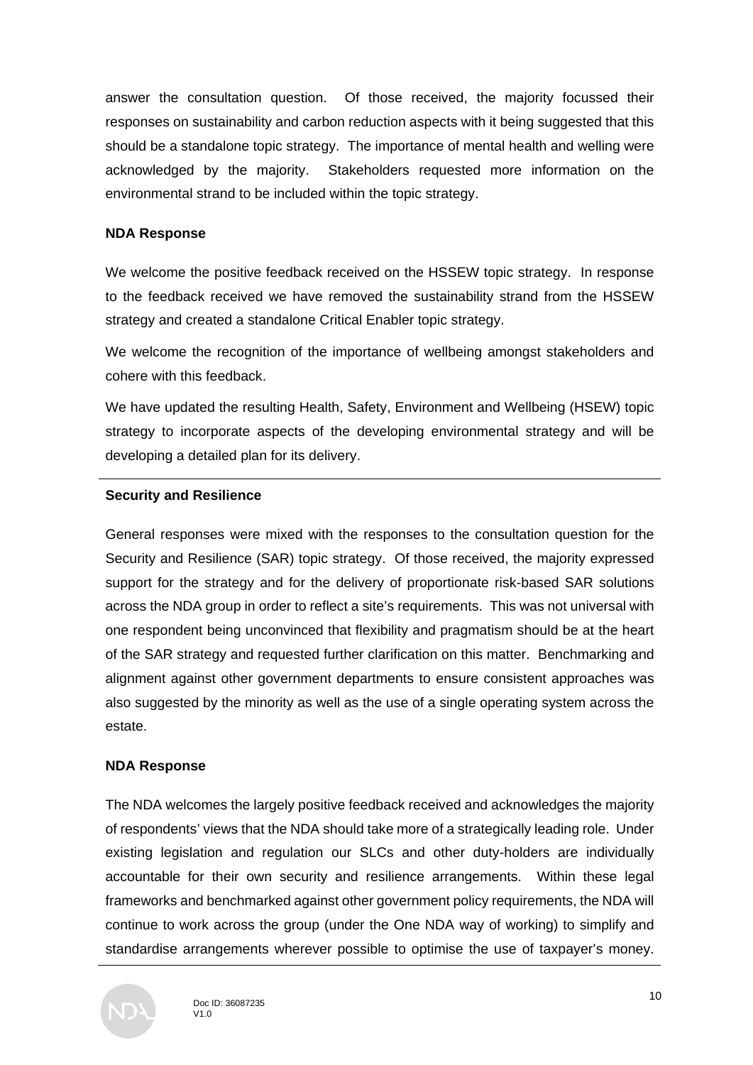answer the consultation question. Of those received, the majority focussed their responses on sustainability and carbon reduction aspects with it being suggested that this should be a standalone topic strategy. The importance of mental health and welling were acknowledged by the majority. Stakeholders requested more information on the environmental strand to be included within the topic strategy.

**NDA Response**

We welcome the positive feedback received on the HSSEW topic strategy. In response to the feedback received we have removed the sustainability strand from the HSSEW strategy and created a standalone Critical Enabler topic strategy.

We welcome the recognition of the importance of wellbeing amongst stakeholders and cohere with this feedback.

We have updated the resulting Health, Safety, Environment and Wellbeing (HSEW) topic strategy to incorporate aspects of the developing environmental strategy and will be developing a detailed plan for its delivery.

---

**Security and Resilience**

General responses were mixed with the responses to the consultation question for the Security and Resilience (SAR) topic strategy. Of those received, the majority expressed support for the strategy and for the delivery of proportionate risk-based SAR solutions across the NDA group in order to reflect a site's requirements. This was not universal with one respondent being unconvinced that flexibility and pragmatism should be at the heart of the SAR strategy and requested further clarification on this matter. Benchmarking and alignment against other government departments to ensure consistent approaches was also suggested by the minority as well as the use of a single operating system across the estate.

**NDA Response**

The NDA welcomes the largely positive feedback received and acknowledges the majority of respondents' views that the NDA should take more of a strategically leading role. Under existing legislation and regulation our SLCs and other duty-holders are individually accountable for their own security and resilience arrangements. Within these legal frameworks and benchmarked against other government policy requirements, the NDA will continue to work across the group (under the One NDA way of working) to simplify and standardise arrangements wherever possible to optimise the use of taxpayer's money.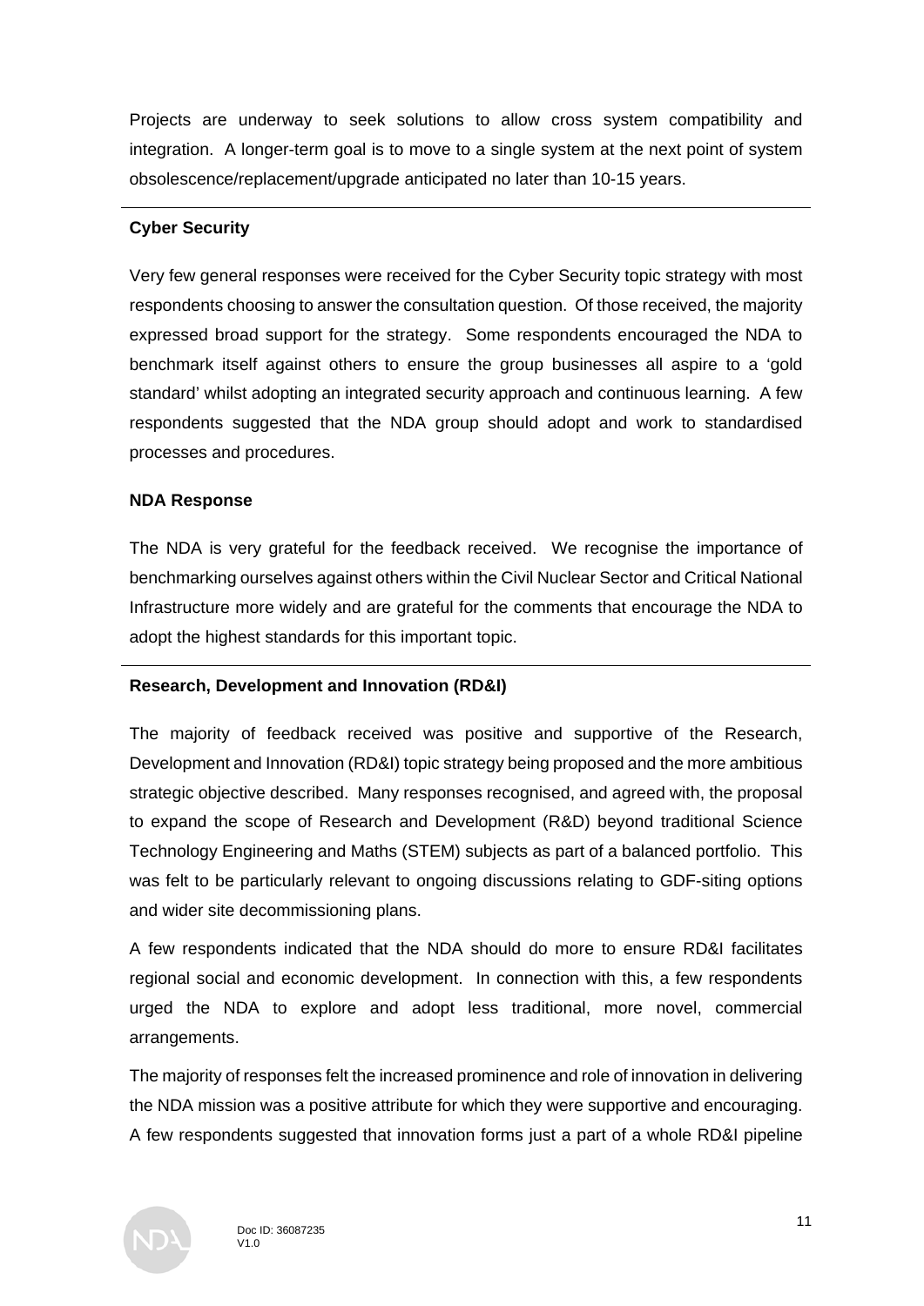Projects are underway to seek solutions to allow cross system compatibility and integration. A longer-term goal is to move to a single system at the next point of system obsolescence/replacement/upgrade anticipated no later than 10-15 years.

---

**Cyber Security**

Very few general responses were received for the Cyber Security topic strategy with most respondents choosing to answer the consultation question. Of those received, the majority expressed broad support for the strategy. Some respondents encouraged the NDA to benchmark itself against others to ensure the group businesses all aspire to a 'gold standard' whilst adopting an integrated security approach and continuous learning. A few respondents suggested that the NDA group should adopt and work to standardised processes and procedures.

**NDA Response**

The NDA is very grateful for the feedback received. We recognise the importance of benchmarking ourselves against others within the Civil Nuclear Sector and Critical National Infrastructure more widely and are grateful for the comments that encourage the NDA to adopt the highest standards for this important topic.

---

**Research, Development and Innovation (RD&I)**

The majority of feedback received was positive and supportive of the Research, Development and Innovation (RD&I) topic strategy being proposed and the more ambitious strategic objective described. Many responses recognised, and agreed with, the proposal to expand the scope of Research and Development (R&D) beyond traditional Science Technology Engineering and Maths (STEM) subjects as part of a balanced portfolio. This was felt to be particularly relevant to ongoing discussions relating to GDF-siting options and wider site decommissioning plans.

A few respondents indicated that the NDA should do more to ensure RD&I facilitates regional social and economic development. In connection with this, a few respondents urged the NDA to explore and adopt less traditional, more novel, commercial arrangements.

The majority of responses felt the increased prominence and role of innovation in delivering the NDA mission was a positive attribute for which they were supportive and encouraging. A few respondents suggested that innovation forms just a part of a whole RD&I pipeline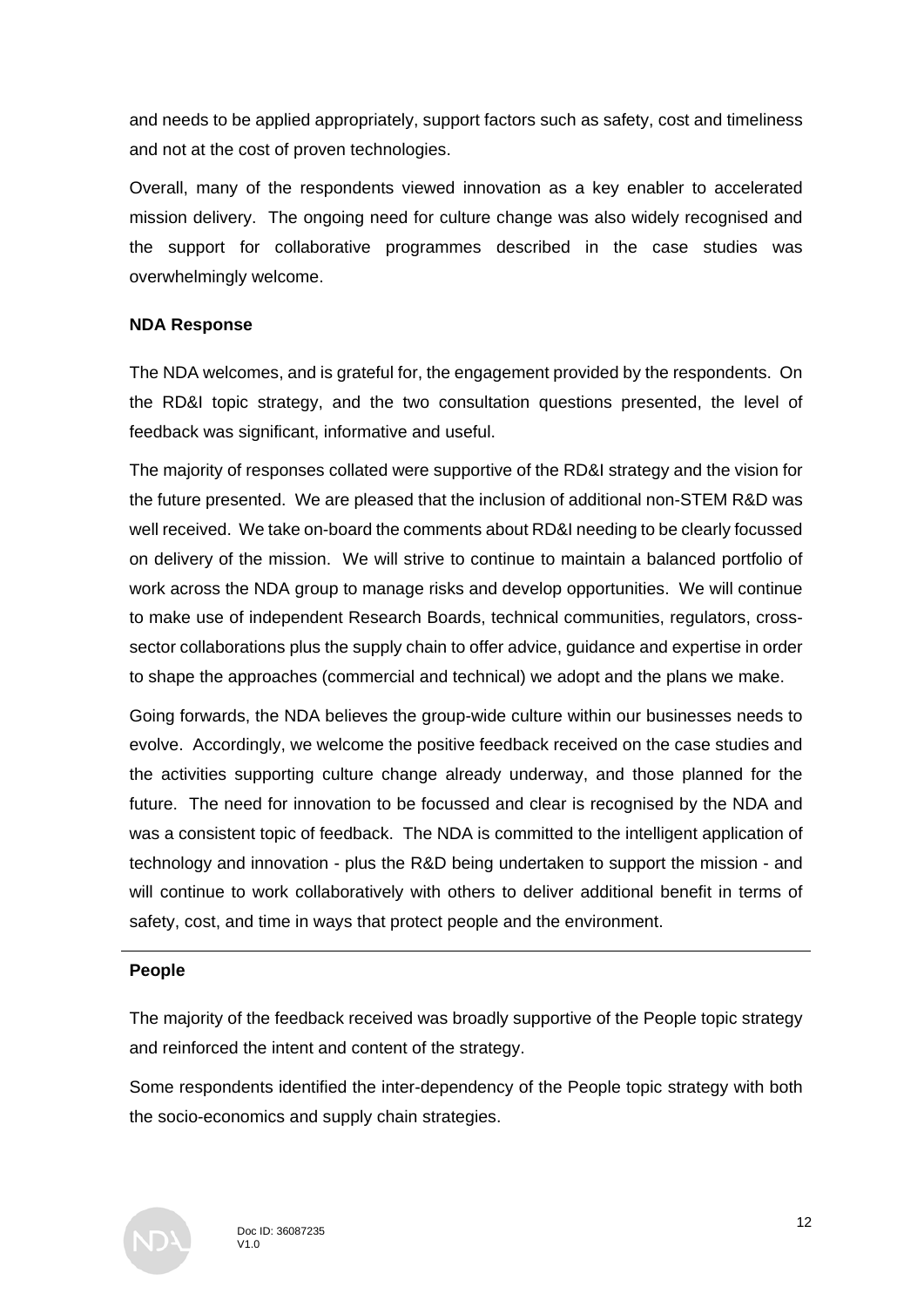and needs to be applied appropriately, support factors such as safety, cost and timeliness and not at the cost of proven technologies.

Overall, many of the respondents viewed innovation as a key enabler to accelerated mission delivery. The ongoing need for culture change was also widely recognised and the support for collaborative programmes described in the case studies was overwhelmingly welcome.

**NDA Response**

The NDA welcomes, and is grateful for, the engagement provided by the respondents. On the RD&I topic strategy, and the two consultation questions presented, the level of feedback was significant, informative and useful.

The majority of responses collated were supportive of the RD&I strategy and the vision for the future presented. We are pleased that the inclusion of additional non-STEM R&D was well received. We take on-board the comments about RD&I needing to be clearly focussed on delivery of the mission. We will strive to continue to maintain a balanced portfolio of work across the NDA group to manage risks and develop opportunities. We will continue to make use of independent Research Boards, technical communities, regulators, cross-sector collaborations plus the supply chain to offer advice, guidance and expertise in order to shape the approaches (commercial and technical) we adopt and the plans we make.

Going forwards, the NDA believes the group-wide culture within our businesses needs to evolve. Accordingly, we welcome the positive feedback received on the case studies and the activities supporting culture change already underway, and those planned for the future. The need for innovation to be focussed and clear is recognised by the NDA and was a consistent topic of feedback. The NDA is committed to the intelligent application of technology and innovation - plus the R&D being undertaken to support the mission - and will continue to work collaboratively with others to deliver additional benefit in terms of safety, cost, and time in ways that protect people and the environment.

---

**People**

The majority of the feedback received was broadly supportive of the People topic strategy and reinforced the intent and content of the strategy.

Some respondents identified the inter-dependency of the People topic strategy with both the socio-economics and supply chain strategies.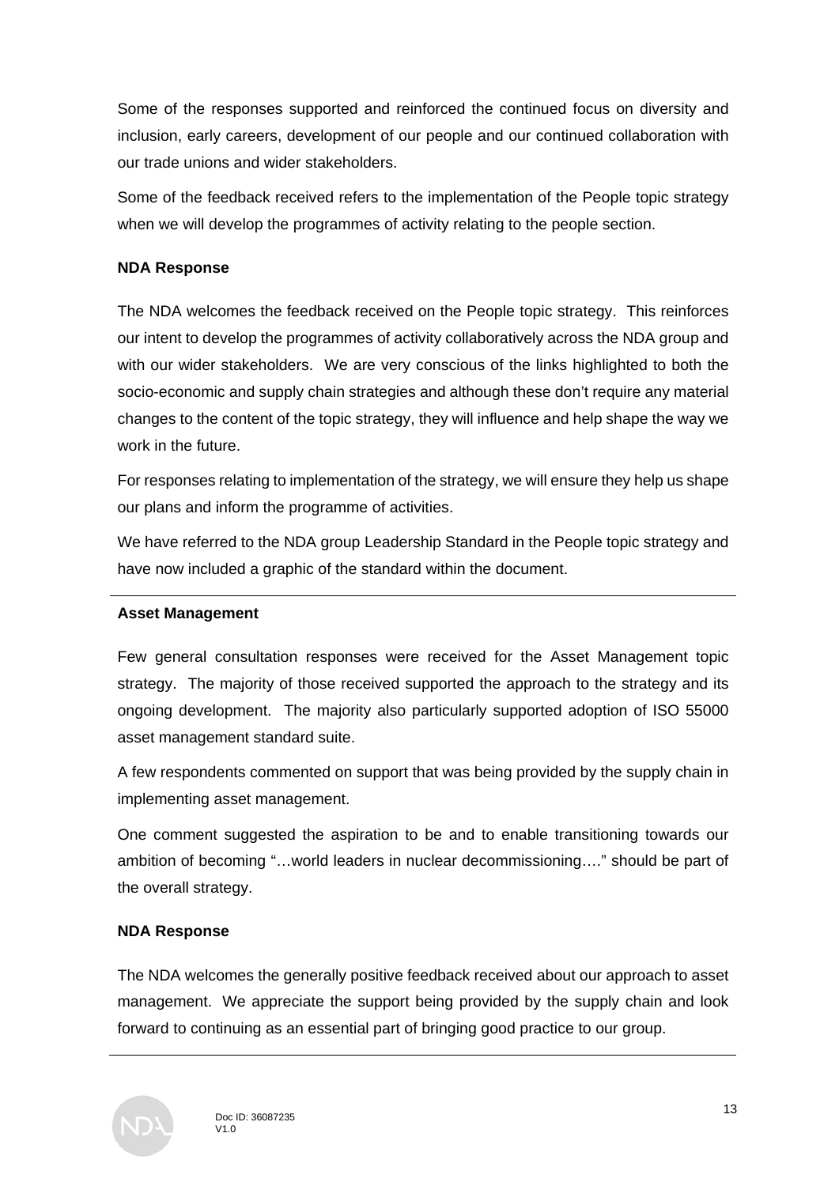Some of the responses supported and reinforced the continued focus on diversity and inclusion, early careers, development of our people and our continued collaboration with our trade unions and wider stakeholders.

Some of the feedback received refers to the implementation of the People topic strategy when we will develop the programmes of activity relating to the people section.

**NDA Response**

The NDA welcomes the feedback received on the People topic strategy. This reinforces our intent to develop the programmes of activity collaboratively across the NDA group and with our wider stakeholders. We are very conscious of the links highlighted to both the socio-economic and supply chain strategies and although these don't require any material changes to the content of the topic strategy, they will influence and help shape the way we work in the future.

For responses relating to implementation of the strategy, we will ensure they help us shape our plans and inform the programme of activities.

We have referred to the NDA group Leadership Standard in the People topic strategy and have now included a graphic of the standard within the document.

---

**Asset Management**

Few general consultation responses were received for the Asset Management topic strategy. The majority of those received supported the approach to the strategy and its ongoing development. The majority also particularly supported adoption of ISO 55000 asset management standard suite.

A few respondents commented on support that was being provided by the supply chain in implementing asset management.

One comment suggested the aspiration to be and to enable transitioning towards our ambition of becoming "…world leaders in nuclear decommissioning…." should be part of the overall strategy.

**NDA Response**

The NDA welcomes the generally positive feedback received about our approach to asset management. We appreciate the support being provided by the supply chain and look forward to continuing as an essential part of bringing good practice to our group.

---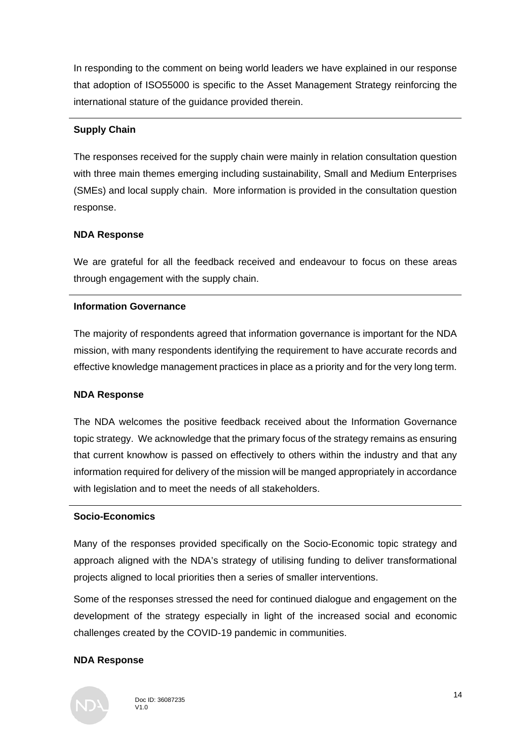In responding to the comment on being world leaders we have explained in our response that adoption of ISO55000 is specific to the Asset Management Strategy reinforcing the international stature of the guidance provided therein.

---

**Supply Chain**

The responses received for the supply chain were mainly in relation consultation question with three main themes emerging including sustainability, Small and Medium Enterprises (SMEs) and local supply chain. More information is provided in the consultation question response.

**NDA Response**

We are grateful for all the feedback received and endeavour to focus on these areas through engagement with the supply chain.

---

**Information Governance**

The majority of respondents agreed that information governance is important for the NDA mission, with many respondents identifying the requirement to have accurate records and effective knowledge management practices in place as a priority and for the very long term.

**NDA Response**

The NDA welcomes the positive feedback received about the Information Governance topic strategy. We acknowledge that the primary focus of the strategy remains as ensuring that current knowhow is passed on effectively to others within the industry and that any information required for delivery of the mission will be manged appropriately in accordance with legislation and to meet the needs of all stakeholders.

---

**Socio-Economics**

Many of the responses provided specifically on the Socio-Economic topic strategy and approach aligned with the NDA's strategy of utilising funding to deliver transformational projects aligned to local priorities then a series of smaller interventions.

Some of the responses stressed the need for continued dialogue and engagement on the development of the strategy especially in light of the increased social and economic challenges created by the COVID-19 pandemic in communities.

**NDA Response**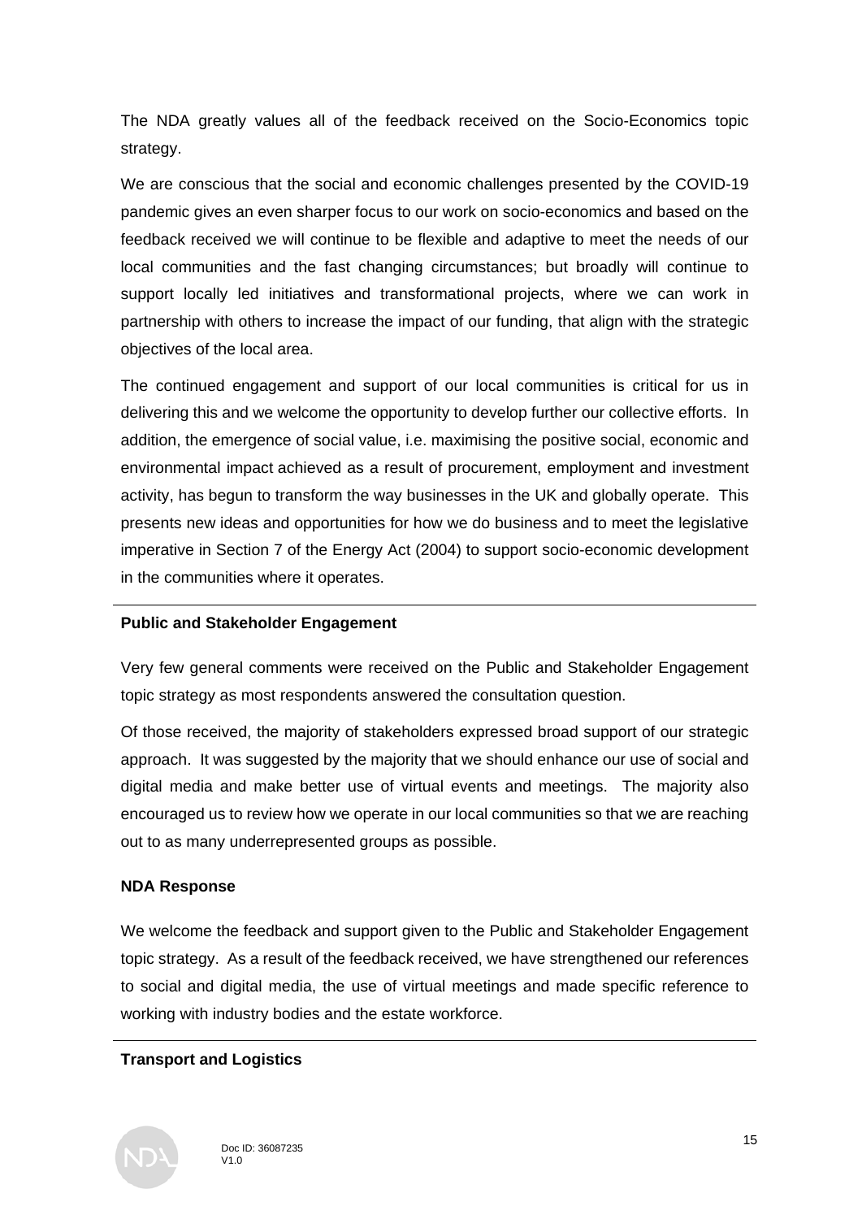The NDA greatly values all of the feedback received on the Socio-Economics topic strategy.

We are conscious that the social and economic challenges presented by the COVID-19 pandemic gives an even sharper focus to our work on socio-economics and based on the feedback received we will continue to be flexible and adaptive to meet the needs of our local communities and the fast changing circumstances; but broadly will continue to support locally led initiatives and transformational projects, where we can work in partnership with others to increase the impact of our funding, that align with the strategic objectives of the local area.

The continued engagement and support of our local communities is critical for us in delivering this and we welcome the opportunity to develop further our collective efforts. In addition, the emergence of social value, i.e. maximising the positive social, economic and environmental impact achieved as a result of procurement, employment and investment activity, has begun to transform the way businesses in the UK and globally operate. This presents new ideas and opportunities for how we do business and to meet the legislative imperative in Section 7 of the Energy Act (2004) to support socio-economic development in the communities where it operates.

---

**Public and Stakeholder Engagement**

Very few general comments were received on the Public and Stakeholder Engagement topic strategy as most respondents answered the consultation question.

Of those received, the majority of stakeholders expressed broad support of our strategic approach. It was suggested by the majority that we should enhance our use of social and digital media and make better use of virtual events and meetings. The majority also encouraged us to review how we operate in our local communities so that we are reaching out to as many underrepresented groups as possible.

**NDA Response**

We welcome the feedback and support given to the Public and Stakeholder Engagement topic strategy. As a result of the feedback received, we have strengthened our references to social and digital media, the use of virtual meetings and made specific reference to working with industry bodies and the estate workforce.

---

**Transport and Logistics**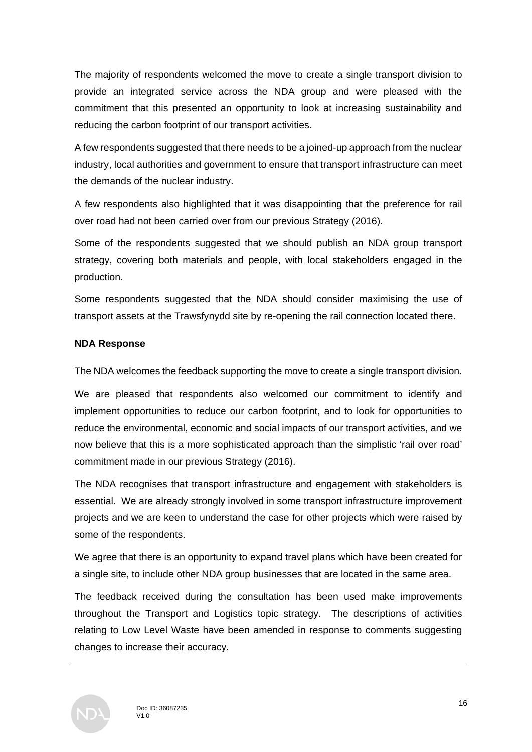The majority of respondents welcomed the move to create a single transport division to provide an integrated service across the NDA group and were pleased with the commitment that this presented an opportunity to look at increasing sustainability and reducing the carbon footprint of our transport activities.

A few respondents suggested that there needs to be a joined-up approach from the nuclear industry, local authorities and government to ensure that transport infrastructure can meet the demands of the nuclear industry.

A few respondents also highlighted that it was disappointing that the preference for rail over road had not been carried over from our previous Strategy (2016).

Some of the respondents suggested that we should publish an NDA group transport strategy, covering both materials and people, with local stakeholders engaged in the production.

Some respondents suggested that the NDA should consider maximising the use of transport assets at the Trawsfynydd site by re-opening the rail connection located there.

**NDA Response**

The NDA welcomes the feedback supporting the move to create a single transport division.

We are pleased that respondents also welcomed our commitment to identify and implement opportunities to reduce our carbon footprint, and to look for opportunities to reduce the environmental, economic and social impacts of our transport activities, and we now believe that this is a more sophisticated approach than the simplistic 'rail over road' commitment made in our previous Strategy (2016).

The NDA recognises that transport infrastructure and engagement with stakeholders is essential. We are already strongly involved in some transport infrastructure improvement projects and we are keen to understand the case for other projects which were raised by some of the respondents.

We agree that there is an opportunity to expand travel plans which have been created for a single site, to include other NDA group businesses that are located in the same area.

The feedback received during the consultation has been used make improvements throughout the Transport and Logistics topic strategy. The descriptions of activities relating to Low Level Waste have been amended in response to comments suggesting changes to increase their accuracy.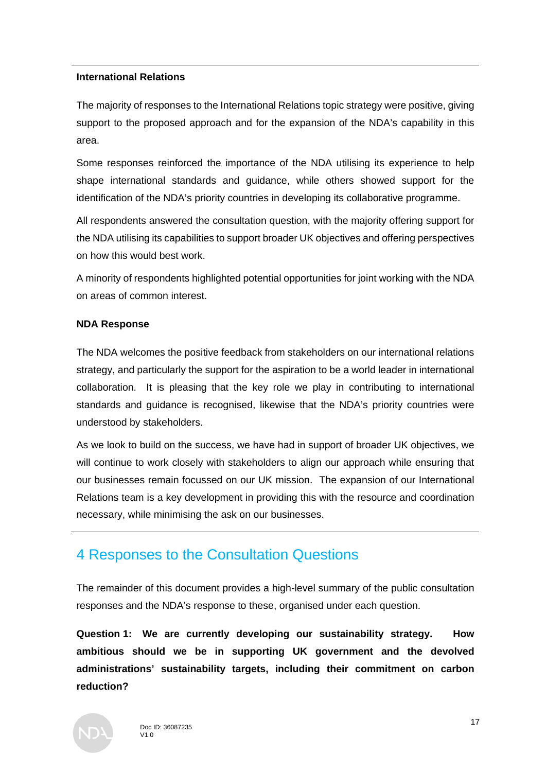**International Relations**

The majority of responses to the International Relations topic strategy were positive, giving support to the proposed approach and for the expansion of the NDA's capability in this area.

Some responses reinforced the importance of the NDA utilising its experience to help shape international standards and guidance, while others showed support for the identification of the NDA's priority countries in developing its collaborative programme.

All respondents answered the consultation question, with the majority offering support for the NDA utilising its capabilities to support broader UK objectives and offering perspectives on how this would best work.

A minority of respondents highlighted potential opportunities for joint working with the NDA on areas of common interest.

**NDA Response**

The NDA welcomes the positive feedback from stakeholders on our international relations strategy, and particularly the support for the aspiration to be a world leader in international collaboration. It is pleasing that the key role we play in contributing to international standards and guidance is recognised, likewise that the NDA's priority countries were understood by stakeholders.

As we look to build on the success, we have had in support of broader UK objectives, we will continue to work closely with stakeholders to align our approach while ensuring that our businesses remain focussed on our UK mission. The expansion of our International Relations team is a key development in providing this with the resource and coordination necessary, while minimising the ask on our businesses.

## 4 Responses to the Consultation Questions

The remainder of this document provides a high-level summary of the public consultation responses and the NDA's response to these, organised under each question.

**Question 1: We are currently developing our sustainability strategy. How ambitious should we be in supporting UK government and the devolved administrations' sustainability targets, including their commitment on carbon reduction?**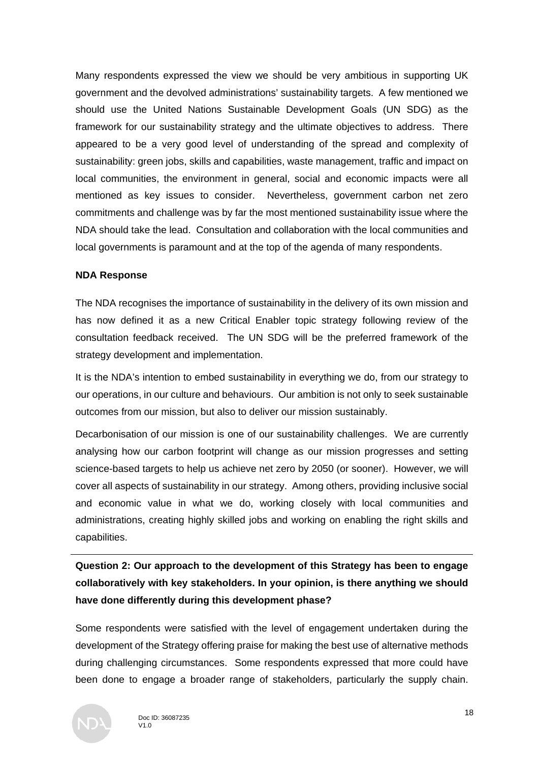Many respondents expressed the view we should be very ambitious in supporting UK government and the devolved administrations' sustainability targets. A few mentioned we should use the United Nations Sustainable Development Goals (UN SDG) as the framework for our sustainability strategy and the ultimate objectives to address. There appeared to be a very good level of understanding of the spread and complexity of sustainability: green jobs, skills and capabilities, waste management, traffic and impact on local communities, the environment in general, social and economic impacts were all mentioned as key issues to consider. Nevertheless, government carbon net zero commitments and challenge was by far the most mentioned sustainability issue where the NDA should take the lead. Consultation and collaboration with the local communities and local governments is paramount and at the top of the agenda of many respondents.

**NDA Response**

The NDA recognises the importance of sustainability in the delivery of its own mission and has now defined it as a new Critical Enabler topic strategy following review of the consultation feedback received. The UN SDG will be the preferred framework of the strategy development and implementation.

It is the NDA's intention to embed sustainability in everything we do, from our strategy to our operations, in our culture and behaviours. Our ambition is not only to seek sustainable outcomes from our mission, but also to deliver our mission sustainably.

Decarbonisation of our mission is one of our sustainability challenges. We are currently analysing how our carbon footprint will change as our mission progresses and setting science-based targets to help us achieve net zero by 2050 (or sooner). However, we will cover all aspects of sustainability in our strategy. Among others, providing inclusive social and economic value in what we do, working closely with local communities and administrations, creating highly skilled jobs and working on enabling the right skills and capabilities.

---

**Question 2: Our approach to the development of this Strategy has been to engage collaboratively with key stakeholders. In your opinion, is there anything we should have done differently during this development phase?**

Some respondents were satisfied with the level of engagement undertaken during the development of the Strategy offering praise for making the best use of alternative methods during challenging circumstances. Some respondents expressed that more could have been done to engage a broader range of stakeholders, particularly the supply chain.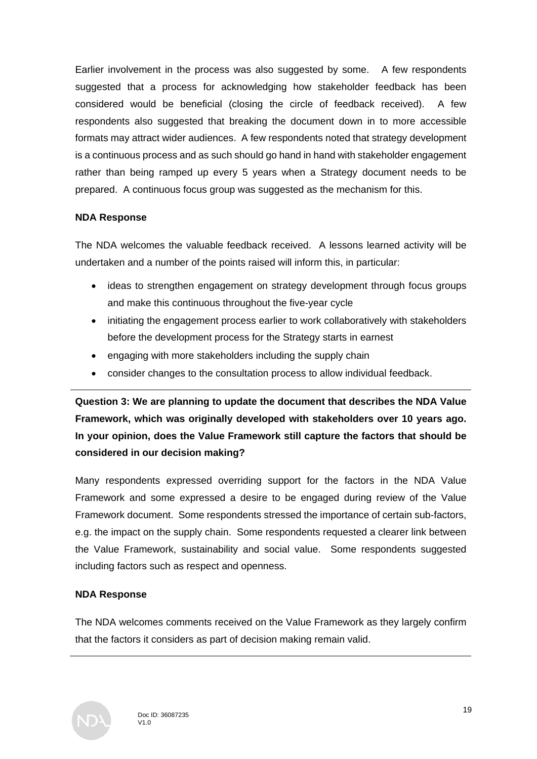Earlier involvement in the process was also suggested by some. A few respondents suggested that a process for acknowledging how stakeholder feedback has been considered would be beneficial (closing the circle of feedback received). A few respondents also suggested that breaking the document down in to more accessible formats may attract wider audiences. A few respondents noted that strategy development is a continuous process and as such should go hand in hand with stakeholder engagement rather than being ramped up every 5 years when a Strategy document needs to be prepared. A continuous focus group was suggested as the mechanism for this.

**NDA Response**

The NDA welcomes the valuable feedback received. A lessons learned activity will be undertaken and a number of the points raised will inform this, in particular:

- ideas to strengthen engagement on strategy development through focus groups and make this continuous throughout the five-year cycle
- initiating the engagement process earlier to work collaboratively with stakeholders before the development process for the Strategy starts in earnest
- engaging with more stakeholders including the supply chain
- consider changes to the consultation process to allow individual feedback.

---

**Question 3: We are planning to update the document that describes the NDA Value Framework, which was originally developed with stakeholders over 10 years ago. In your opinion, does the Value Framework still capture the factors that should be considered in our decision making?**

Many respondents expressed overriding support for the factors in the NDA Value Framework and some expressed a desire to be engaged during review of the Value Framework document. Some respondents stressed the importance of certain sub-factors, e.g. the impact on the supply chain. Some respondents requested a clearer link between the Value Framework, sustainability and social value. Some respondents suggested including factors such as respect and openness.

**NDA Response**

The NDA welcomes comments received on the Value Framework as they largely confirm that the factors it considers as part of decision making remain valid.

---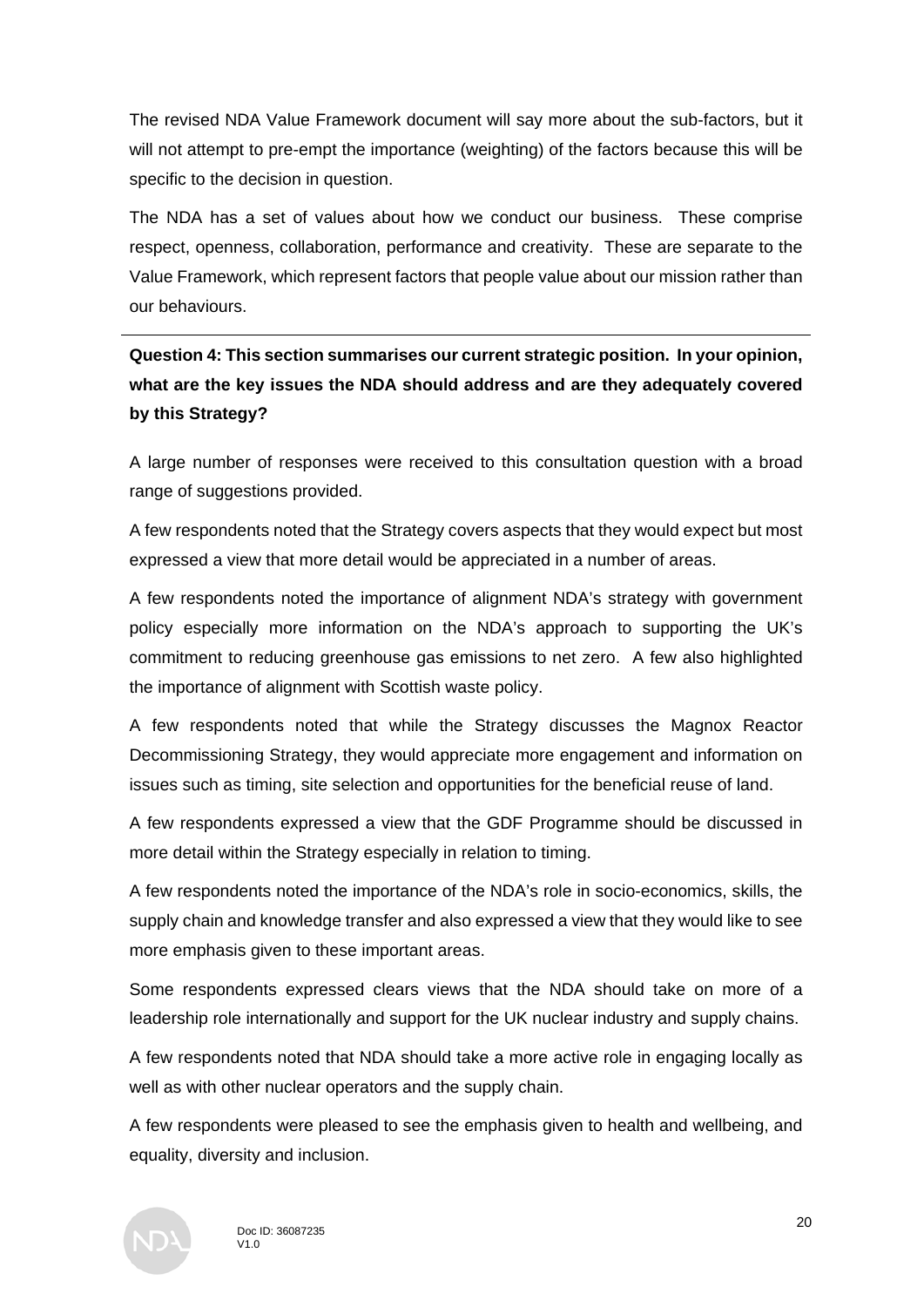The revised NDA Value Framework document will say more about the sub-factors, but it will not attempt to pre-empt the importance (weighting) of the factors because this will be specific to the decision in question.

The NDA has a set of values about how we conduct our business. These comprise respect, openness, collaboration, performance and creativity. These are separate to the Value Framework, which represent factors that people value about our mission rather than our behaviours.

---

**Question 4: This section summarises our current strategic position. In your opinion, what are the key issues the NDA should address and are they adequately covered by this Strategy?**

A large number of responses were received to this consultation question with a broad range of suggestions provided.

A few respondents noted that the Strategy covers aspects that they would expect but most expressed a view that more detail would be appreciated in a number of areas.

A few respondents noted the importance of alignment NDA's strategy with government policy especially more information on the NDA's approach to supporting the UK's commitment to reducing greenhouse gas emissions to net zero. A few also highlighted the importance of alignment with Scottish waste policy.

A few respondents noted that while the Strategy discusses the Magnox Reactor Decommissioning Strategy, they would appreciate more engagement and information on issues such as timing, site selection and opportunities for the beneficial reuse of land.

A few respondents expressed a view that the GDF Programme should be discussed in more detail within the Strategy especially in relation to timing.

A few respondents noted the importance of the NDA's role in socio-economics, skills, the supply chain and knowledge transfer and also expressed a view that they would like to see more emphasis given to these important areas.

Some respondents expressed clears views that the NDA should take on more of a leadership role internationally and support for the UK nuclear industry and supply chains.

A few respondents noted that NDA should take a more active role in engaging locally as well as with other nuclear operators and the supply chain.

A few respondents were pleased to see the emphasis given to health and wellbeing, and equality, diversity and inclusion.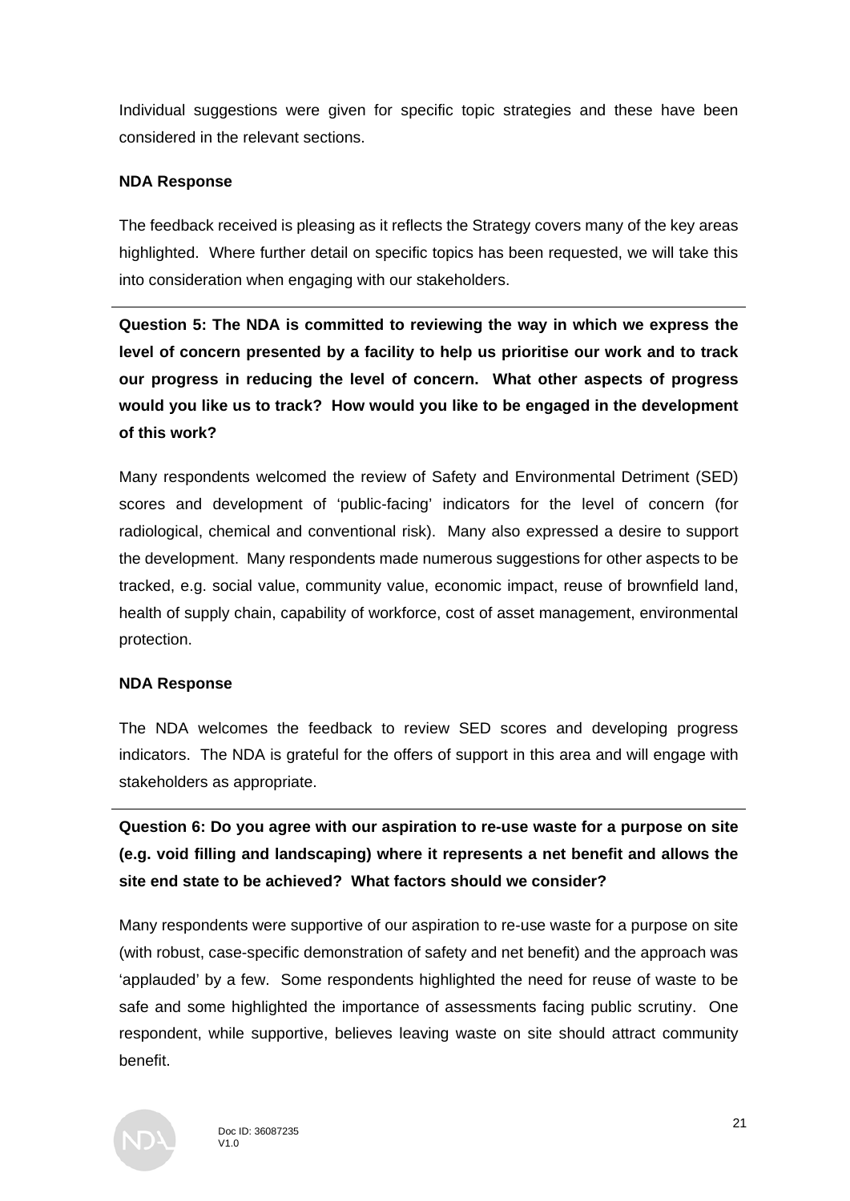Individual suggestions were given for specific topic strategies and these have been considered in the relevant sections.

**NDA Response**

The feedback received is pleasing as it reflects the Strategy covers many of the key areas highlighted. Where further detail on specific topics has been requested, we will take this into consideration when engaging with our stakeholders.

---

**Question 5: The NDA is committed to reviewing the way in which we express the level of concern presented by a facility to help us prioritise our work and to track our progress in reducing the level of concern. What other aspects of progress would you like us to track? How would you like to be engaged in the development of this work?**

Many respondents welcomed the review of Safety and Environmental Detriment (SED) scores and development of 'public-facing' indicators for the level of concern (for radiological, chemical and conventional risk). Many also expressed a desire to support the development. Many respondents made numerous suggestions for other aspects to be tracked, e.g. social value, community value, economic impact, reuse of brownfield land, health of supply chain, capability of workforce, cost of asset management, environmental protection.

**NDA Response**

The NDA welcomes the feedback to review SED scores and developing progress indicators. The NDA is grateful for the offers of support in this area and will engage with stakeholders as appropriate.

---

**Question 6: Do you agree with our aspiration to re-use waste for a purpose on site (e.g. void filling and landscaping) where it represents a net benefit and allows the site end state to be achieved? What factors should we consider?**

Many respondents were supportive of our aspiration to re-use waste for a purpose on site (with robust, case-specific demonstration of safety and net benefit) and the approach was 'applauded' by a few. Some respondents highlighted the need for reuse of waste to be safe and some highlighted the importance of assessments facing public scrutiny. One respondent, while supportive, believes leaving waste on site should attract community benefit.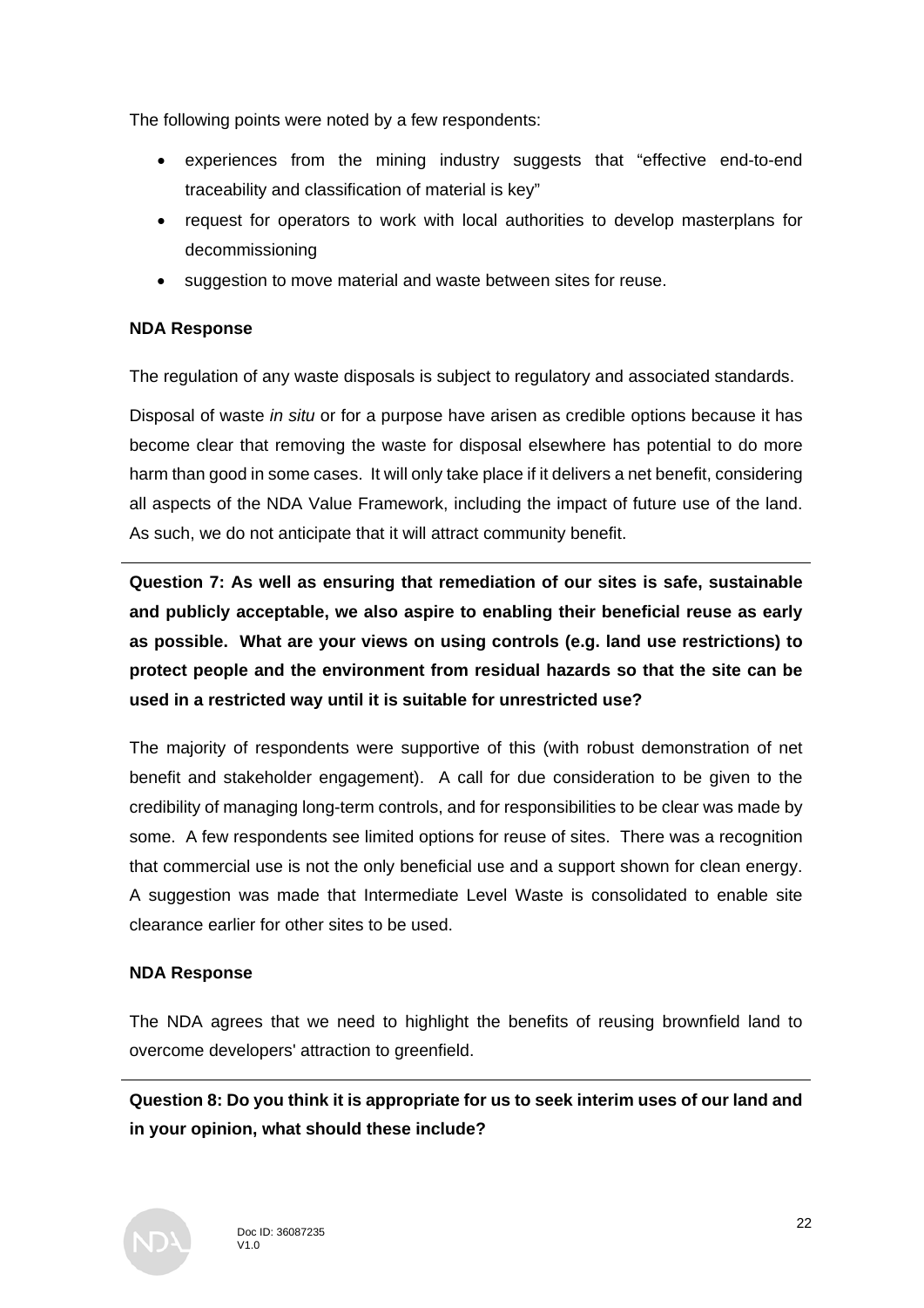The following points were noted by a few respondents:

- experiences from the mining industry suggests that "effective end-to-end traceability and classification of material is key"
- request for operators to work with local authorities to develop masterplans for decommissioning
- suggestion to move material and waste between sites for reuse.

**NDA Response**

The regulation of any waste disposals is subject to regulatory and associated standards.

Disposal of waste *in situ* or for a purpose have arisen as credible options because it has become clear that removing the waste for disposal elsewhere has potential to do more harm than good in some cases. It will only take place if it delivers a net benefit, considering all aspects of the NDA Value Framework, including the impact of future use of the land. As such, we do not anticipate that it will attract community benefit.

---

**Question 7: As well as ensuring that remediation of our sites is safe, sustainable and publicly acceptable, we also aspire to enabling their beneficial reuse as early as possible. What are your views on using controls (e.g. land use restrictions) to protect people and the environment from residual hazards so that the site can be used in a restricted way until it is suitable for unrestricted use?**

The majority of respondents were supportive of this (with robust demonstration of net benefit and stakeholder engagement). A call for due consideration to be given to the credibility of managing long-term controls, and for responsibilities to be clear was made by some. A few respondents see limited options for reuse of sites. There was a recognition that commercial use is not the only beneficial use and a support shown for clean energy. A suggestion was made that Intermediate Level Waste is consolidated to enable site clearance earlier for other sites to be used.

**NDA Response**

The NDA agrees that we need to highlight the benefits of reusing brownfield land to overcome developers' attraction to greenfield.

---

**Question 8: Do you think it is appropriate for us to seek interim uses of our land and in your opinion, what should these include?**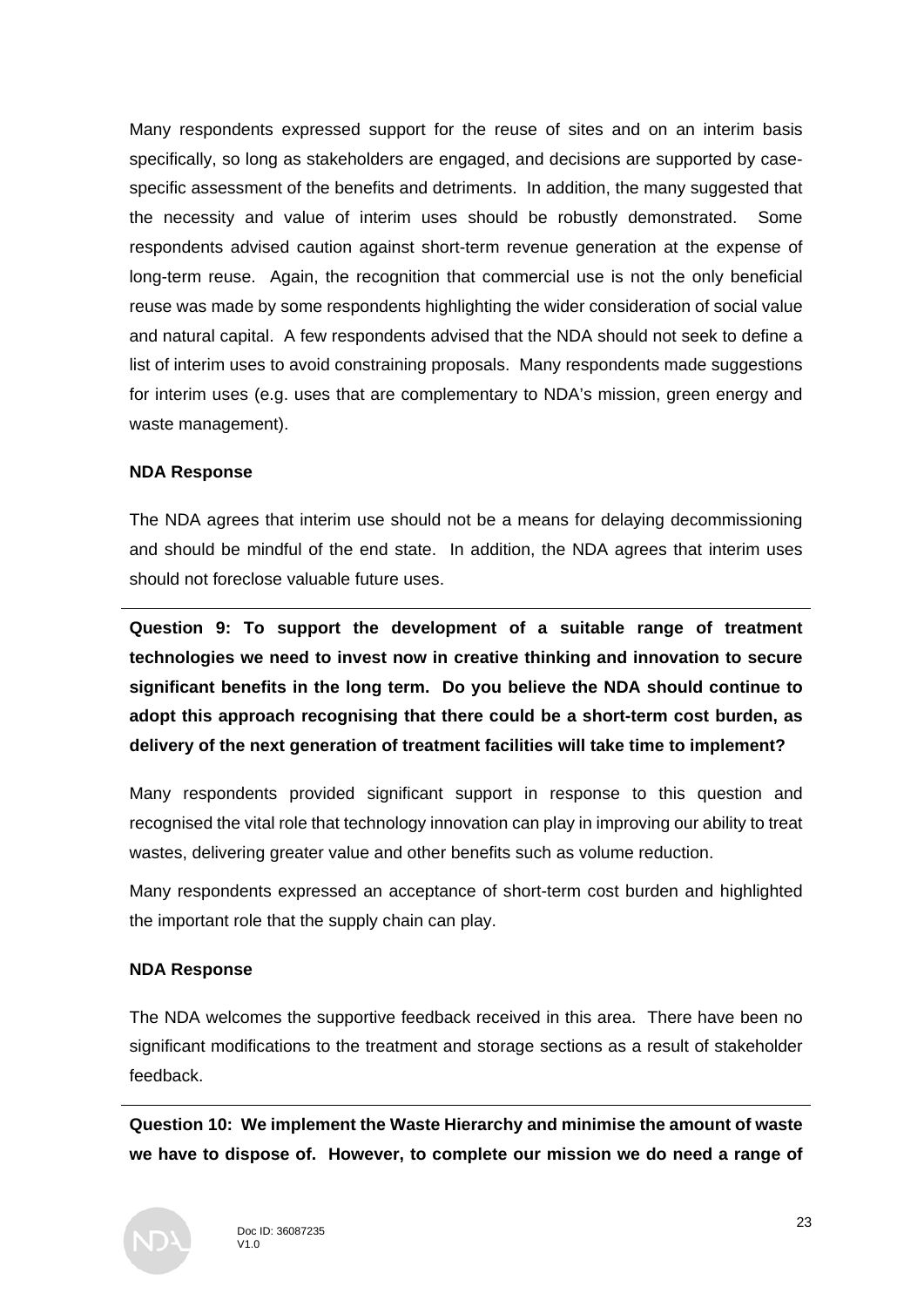Many respondents expressed support for the reuse of sites and on an interim basis specifically, so long as stakeholders are engaged, and decisions are supported by case-specific assessment of the benefits and detriments. In addition, the many suggested that the necessity and value of interim uses should be robustly demonstrated. Some respondents advised caution against short-term revenue generation at the expense of long-term reuse. Again, the recognition that commercial use is not the only beneficial reuse was made by some respondents highlighting the wider consideration of social value and natural capital. A few respondents advised that the NDA should not seek to define a list of interim uses to avoid constraining proposals. Many respondents made suggestions for interim uses (e.g. uses that are complementary to NDA's mission, green energy and waste management).

**NDA Response**

The NDA agrees that interim use should not be a means for delaying decommissioning and should be mindful of the end state. In addition, the NDA agrees that interim uses should not foreclose valuable future uses.

---

**Question 9: To support the development of a suitable range of treatment technologies we need to invest now in creative thinking and innovation to secure significant benefits in the long term. Do you believe the NDA should continue to adopt this approach recognising that there could be a short-term cost burden, as delivery of the next generation of treatment facilities will take time to implement?**

Many respondents provided significant support in response to this question and recognised the vital role that technology innovation can play in improving our ability to treat wastes, delivering greater value and other benefits such as volume reduction.

Many respondents expressed an acceptance of short-term cost burden and highlighted the important role that the supply chain can play.

**NDA Response**

The NDA welcomes the supportive feedback received in this area. There have been no significant modifications to the treatment and storage sections as a result of stakeholder feedback.

---

**Question 10: We implement the Waste Hierarchy and minimise the amount of waste we have to dispose of. However, to complete our mission we do need a range of**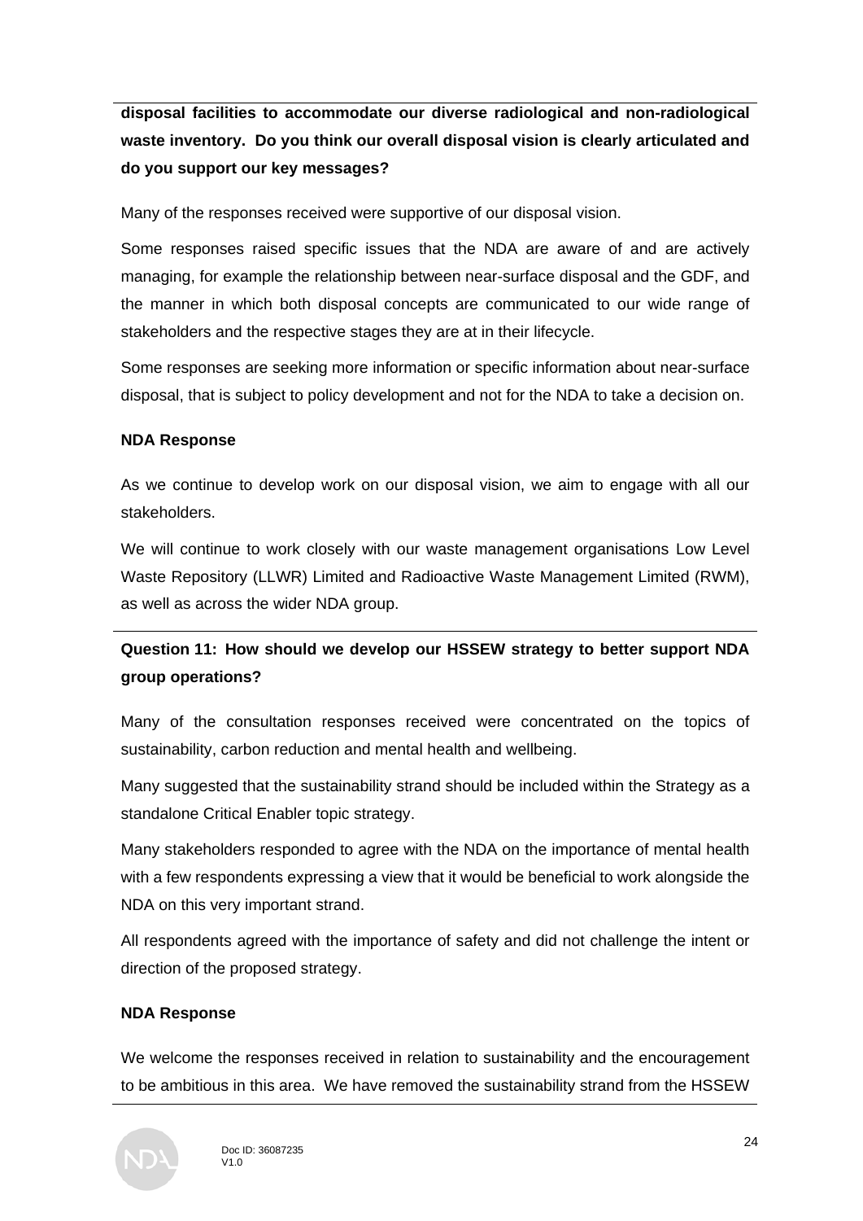**disposal facilities to accommodate our diverse radiological and non-radiological waste inventory. Do you think our overall disposal vision is clearly articulated and do you support our key messages?**

Many of the responses received were supportive of our disposal vision.

Some responses raised specific issues that the NDA are aware of and are actively managing, for example the relationship between near-surface disposal and the GDF, and the manner in which both disposal concepts are communicated to our wide range of stakeholders and the respective stages they are at in their lifecycle.

Some responses are seeking more information or specific information about near-surface disposal, that is subject to policy development and not for the NDA to take a decision on.

**NDA Response**

As we continue to develop work on our disposal vision, we aim to engage with all our stakeholders.

We will continue to work closely with our waste management organisations Low Level Waste Repository (LLWR) Limited and Radioactive Waste Management Limited (RWM), as well as across the wider NDA group.

**Question 11: How should we develop our HSSEW strategy to better support NDA group operations?**

Many of the consultation responses received were concentrated on the topics of sustainability, carbon reduction and mental health and wellbeing.

Many suggested that the sustainability strand should be included within the Strategy as a standalone Critical Enabler topic strategy.

Many stakeholders responded to agree with the NDA on the importance of mental health with a few respondents expressing a view that it would be beneficial to work alongside the NDA on this very important strand.

All respondents agreed with the importance of safety and did not challenge the intent or direction of the proposed strategy.

**NDA Response**

We welcome the responses received in relation to sustainability and the encouragement to be ambitious in this area. We have removed the sustainability strand from the HSSEW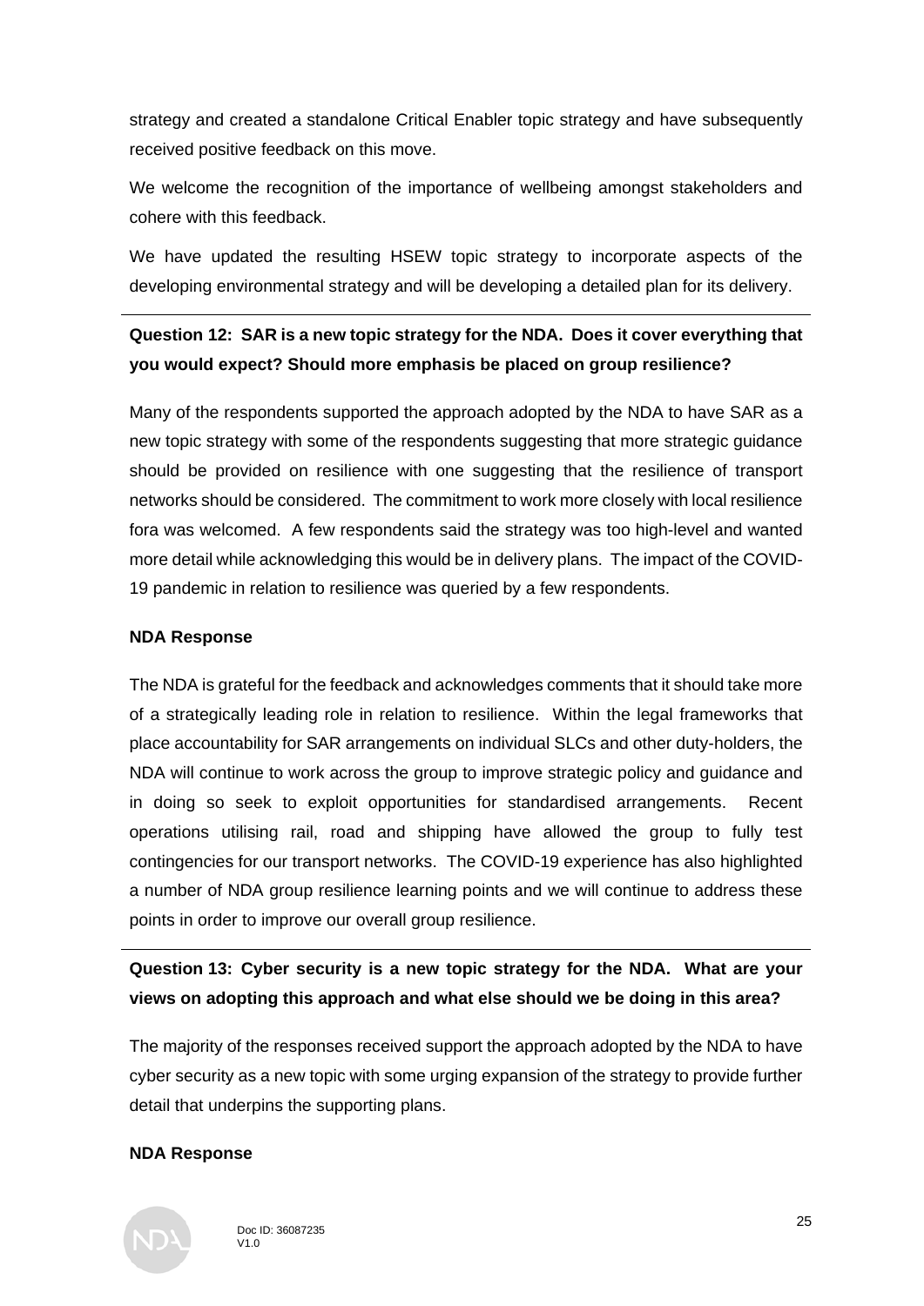strategy and created a standalone Critical Enabler topic strategy and have subsequently received positive feedback on this move.

We welcome the recognition of the importance of wellbeing amongst stakeholders and cohere with this feedback.

We have updated the resulting HSEW topic strategy to incorporate aspects of the developing environmental strategy and will be developing a detailed plan for its delivery.

---

**Question 12: SAR is a new topic strategy for the NDA. Does it cover everything that you would expect? Should more emphasis be placed on group resilience?**

Many of the respondents supported the approach adopted by the NDA to have SAR as a new topic strategy with some of the respondents suggesting that more strategic guidance should be provided on resilience with one suggesting that the resilience of transport networks should be considered. The commitment to work more closely with local resilience fora was welcomed. A few respondents said the strategy was too high-level and wanted more detail while acknowledging this would be in delivery plans. The impact of the COVID-19 pandemic in relation to resilience was queried by a few respondents.

**NDA Response**

The NDA is grateful for the feedback and acknowledges comments that it should take more of a strategically leading role in relation to resilience. Within the legal frameworks that place accountability for SAR arrangements on individual SLCs and other duty-holders, the NDA will continue to work across the group to improve strategic policy and guidance and in doing so seek to exploit opportunities for standardised arrangements. Recent operations utilising rail, road and shipping have allowed the group to fully test contingencies for our transport networks. The COVID-19 experience has also highlighted a number of NDA group resilience learning points and we will continue to address these points in order to improve our overall group resilience.

---

**Question 13: Cyber security is a new topic strategy for the NDA. What are your views on adopting this approach and what else should we be doing in this area?**

The majority of the responses received support the approach adopted by the NDA to have cyber security as a new topic with some urging expansion of the strategy to provide further detail that underpins the supporting plans.

**NDA Response**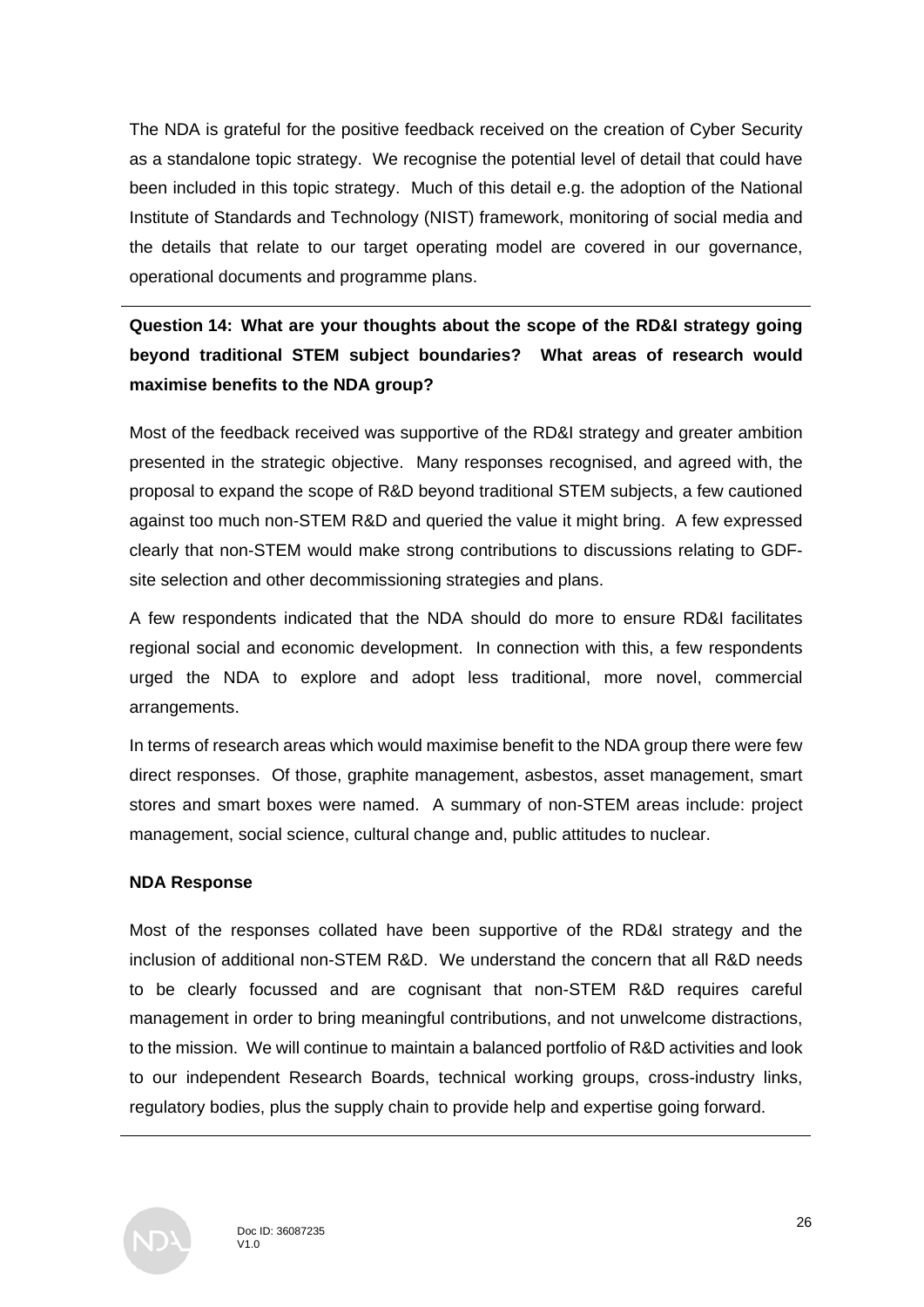The NDA is grateful for the positive feedback received on the creation of Cyber Security as a standalone topic strategy. We recognise the potential level of detail that could have been included in this topic strategy. Much of this detail e.g. the adoption of the National Institute of Standards and Technology (NIST) framework, monitoring of social media and the details that relate to our target operating model are covered in our governance, operational documents and programme plans.

---

**Question 14: What are your thoughts about the scope of the RD&I strategy going beyond traditional STEM subject boundaries? What areas of research would maximise benefits to the NDA group?**

Most of the feedback received was supportive of the RD&I strategy and greater ambition presented in the strategic objective. Many responses recognised, and agreed with, the proposal to expand the scope of R&D beyond traditional STEM subjects, a few cautioned against too much non-STEM R&D and queried the value it might bring. A few expressed clearly that non-STEM would make strong contributions to discussions relating to GDF-site selection and other decommissioning strategies and plans.

A few respondents indicated that the NDA should do more to ensure RD&I facilitates regional social and economic development. In connection with this, a few respondents urged the NDA to explore and adopt less traditional, more novel, commercial arrangements.

In terms of research areas which would maximise benefit to the NDA group there were few direct responses. Of those, graphite management, asbestos, asset management, smart stores and smart boxes were named. A summary of non-STEM areas include: project management, social science, cultural change and, public attitudes to nuclear.

**NDA Response**

Most of the responses collated have been supportive of the RD&I strategy and the inclusion of additional non-STEM R&D. We understand the concern that all R&D needs to be clearly focussed and are cognisant that non-STEM R&D requires careful management in order to bring meaningful contributions, and not unwelcome distractions, to the mission. We will continue to maintain a balanced portfolio of R&D activities and look to our independent Research Boards, technical working groups, cross-industry links, regulatory bodies, plus the supply chain to provide help and expertise going forward.

---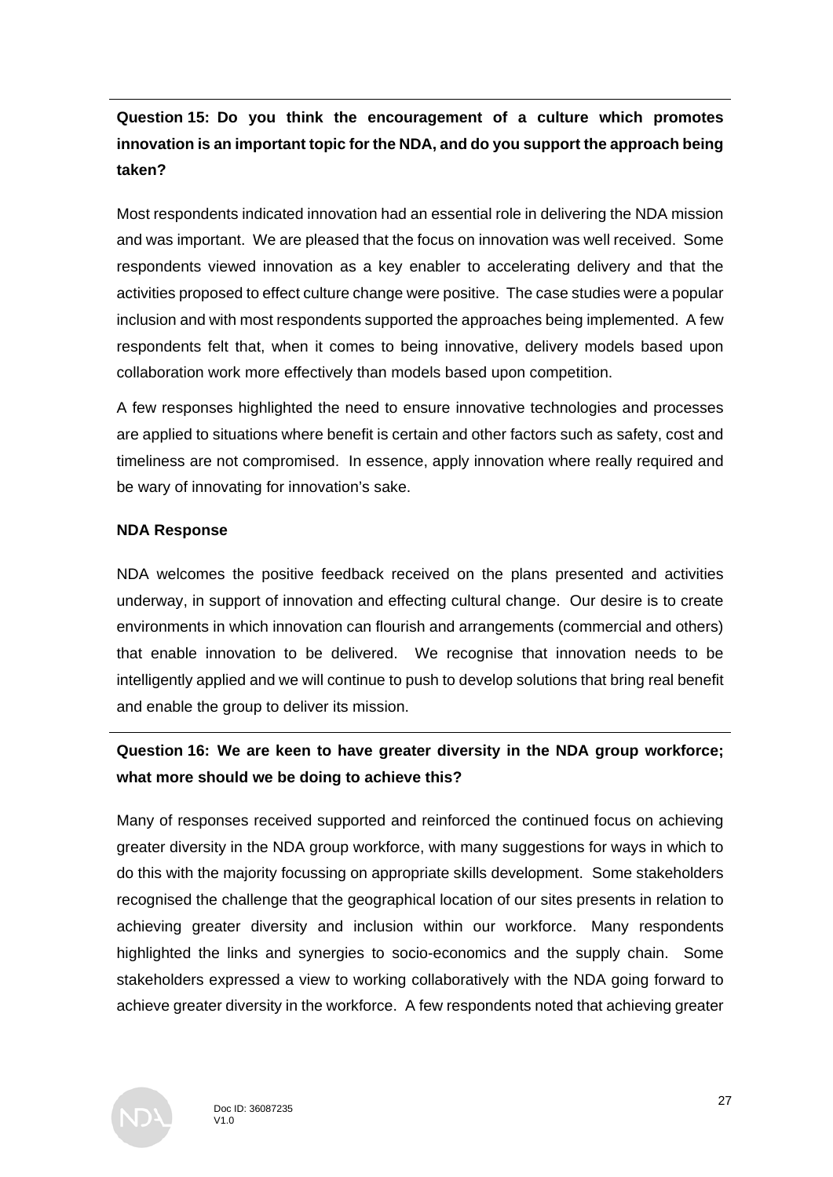**Question 15: Do you think the encouragement of a culture which promotes innovation is an important topic for the NDA, and do you support the approach being taken?**

Most respondents indicated innovation had an essential role in delivering the NDA mission and was important. We are pleased that the focus on innovation was well received. Some respondents viewed innovation as a key enabler to accelerating delivery and that the activities proposed to effect culture change were positive. The case studies were a popular inclusion and with most respondents supported the approaches being implemented. A few respondents felt that, when it comes to being innovative, delivery models based upon collaboration work more effectively than models based upon competition.

A few responses highlighted the need to ensure innovative technologies and processes are applied to situations where benefit is certain and other factors such as safety, cost and timeliness are not compromised. In essence, apply innovation where really required and be wary of innovating for innovation's sake.

**NDA Response**

NDA welcomes the positive feedback received on the plans presented and activities underway, in support of innovation and effecting cultural change. Our desire is to create environments in which innovation can flourish and arrangements (commercial and others) that enable innovation to be delivered. We recognise that innovation needs to be intelligently applied and we will continue to push to develop solutions that bring real benefit and enable the group to deliver its mission.

**Question 16: We are keen to have greater diversity in the NDA group workforce; what more should we be doing to achieve this?**

Many of responses received supported and reinforced the continued focus on achieving greater diversity in the NDA group workforce, with many suggestions for ways in which to do this with the majority focussing on appropriate skills development. Some stakeholders recognised the challenge that the geographical location of our sites presents in relation to achieving greater diversity and inclusion within our workforce. Many respondents highlighted the links and synergies to socio-economics and the supply chain. Some stakeholders expressed a view to working collaboratively with the NDA going forward to achieve greater diversity in the workforce. A few respondents noted that achieving greater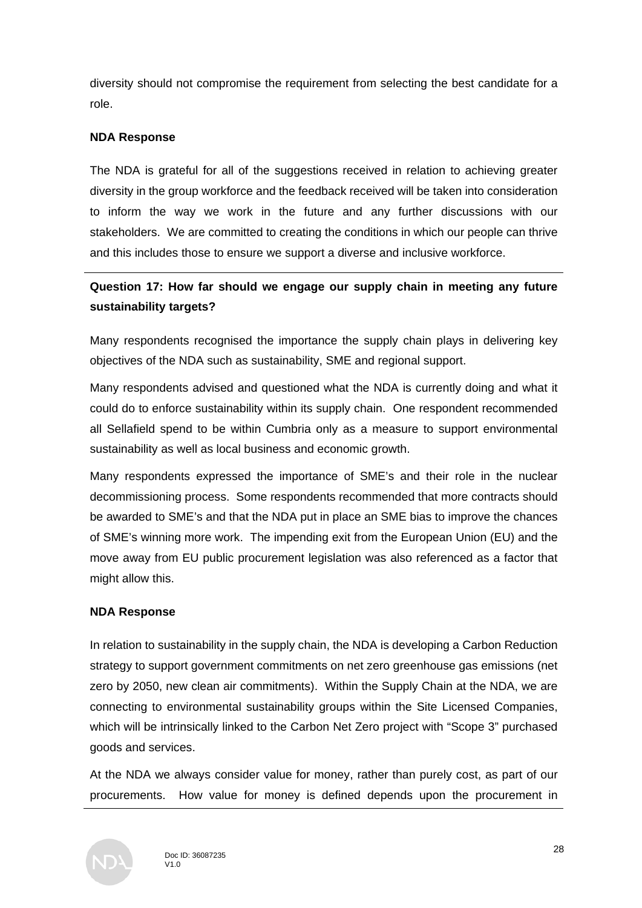diversity should not compromise the requirement from selecting the best candidate for a role.

**NDA Response**

The NDA is grateful for all of the suggestions received in relation to achieving greater diversity in the group workforce and the feedback received will be taken into consideration to inform the way we work in the future and any further discussions with our stakeholders. We are committed to creating the conditions in which our people can thrive and this includes those to ensure we support a diverse and inclusive workforce.

---

**Question 17: How far should we engage our supply chain in meeting any future sustainability targets?**

Many respondents recognised the importance the supply chain plays in delivering key objectives of the NDA such as sustainability, SME and regional support.

Many respondents advised and questioned what the NDA is currently doing and what it could do to enforce sustainability within its supply chain. One respondent recommended all Sellafield spend to be within Cumbria only as a measure to support environmental sustainability as well as local business and economic growth.

Many respondents expressed the importance of SME's and their role in the nuclear decommissioning process. Some respondents recommended that more contracts should be awarded to SME's and that the NDA put in place an SME bias to improve the chances of SME's winning more work. The impending exit from the European Union (EU) and the move away from EU public procurement legislation was also referenced as a factor that might allow this.

**NDA Response**

In relation to sustainability in the supply chain, the NDA is developing a Carbon Reduction strategy to support government commitments on net zero greenhouse gas emissions (net zero by 2050, new clean air commitments). Within the Supply Chain at the NDA, we are connecting to environmental sustainability groups within the Site Licensed Companies, which will be intrinsically linked to the Carbon Net Zero project with "Scope 3" purchased goods and services.

At the NDA we always consider value for money, rather than purely cost, as part of our procurements. How value for money is defined depends upon the procurement in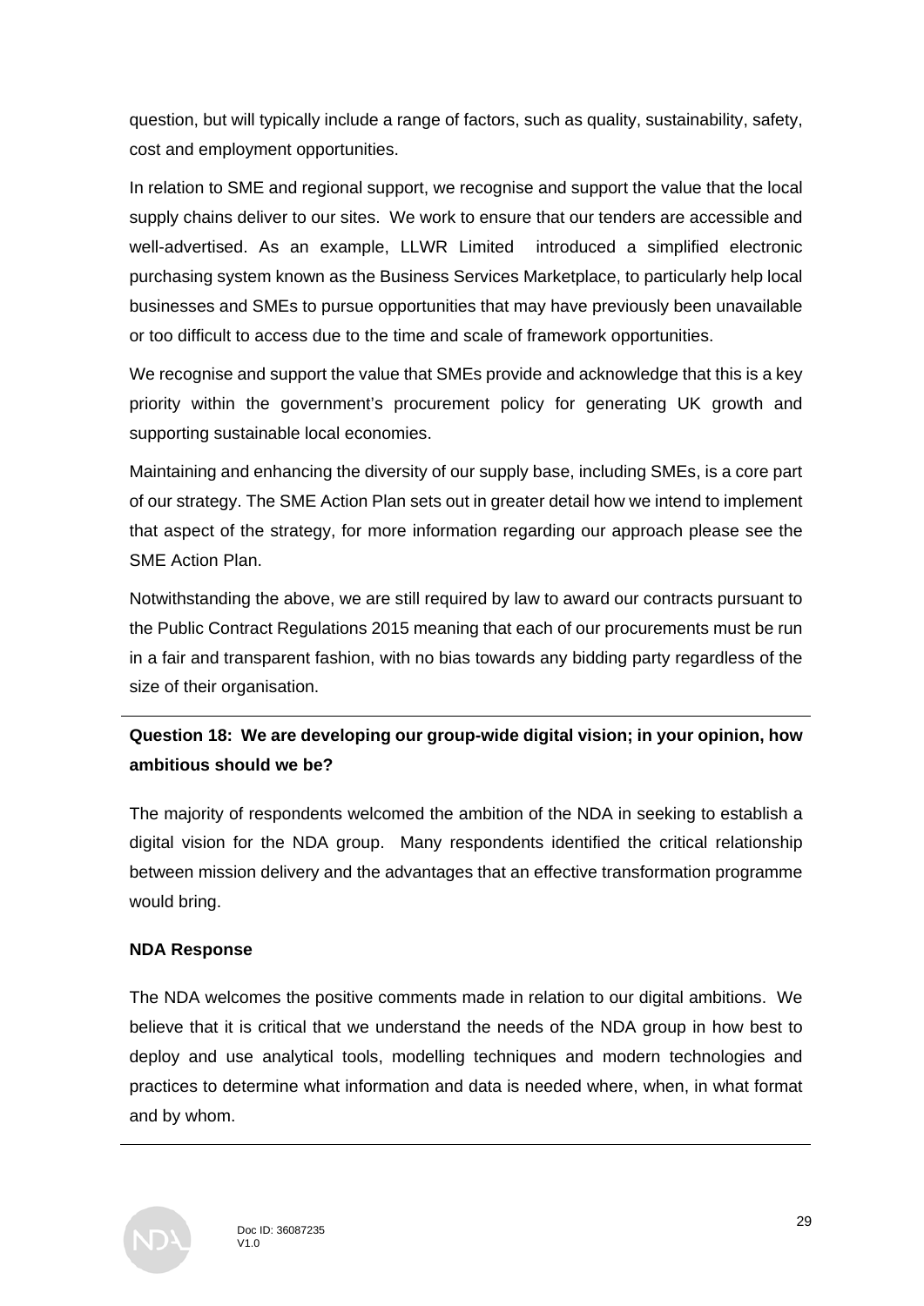question, but will typically include a range of factors, such as quality, sustainability, safety, cost and employment opportunities.

In relation to SME and regional support, we recognise and support the value that the local supply chains deliver to our sites. We work to ensure that our tenders are accessible and well-advertised. As an example, LLWR Limited introduced a simplified electronic purchasing system known as the Business Services Marketplace, to particularly help local businesses and SMEs to pursue opportunities that may have previously been unavailable or too difficult to access due to the time and scale of framework opportunities.

We recognise and support the value that SMEs provide and acknowledge that this is a key priority within the government's procurement policy for generating UK growth and supporting sustainable local economies.

Maintaining and enhancing the diversity of our supply base, including SMEs, is a core part of our strategy. The SME Action Plan sets out in greater detail how we intend to implement that aspect of the strategy, for more information regarding our approach please see the SME Action Plan.

Notwithstanding the above, we are still required by law to award our contracts pursuant to the Public Contract Regulations 2015 meaning that each of our procurements must be run in a fair and transparent fashion, with no bias towards any bidding party regardless of the size of their organisation.

---

**Question 18: We are developing our group-wide digital vision; in your opinion, how ambitious should we be?**

The majority of respondents welcomed the ambition of the NDA in seeking to establish a digital vision for the NDA group. Many respondents identified the critical relationship between mission delivery and the advantages that an effective transformation programme would bring.

**NDA Response**

The NDA welcomes the positive comments made in relation to our digital ambitions. We believe that it is critical that we understand the needs of the NDA group in how best to deploy and use analytical tools, modelling techniques and modern technologies and practices to determine what information and data is needed where, when, in what format and by whom.

---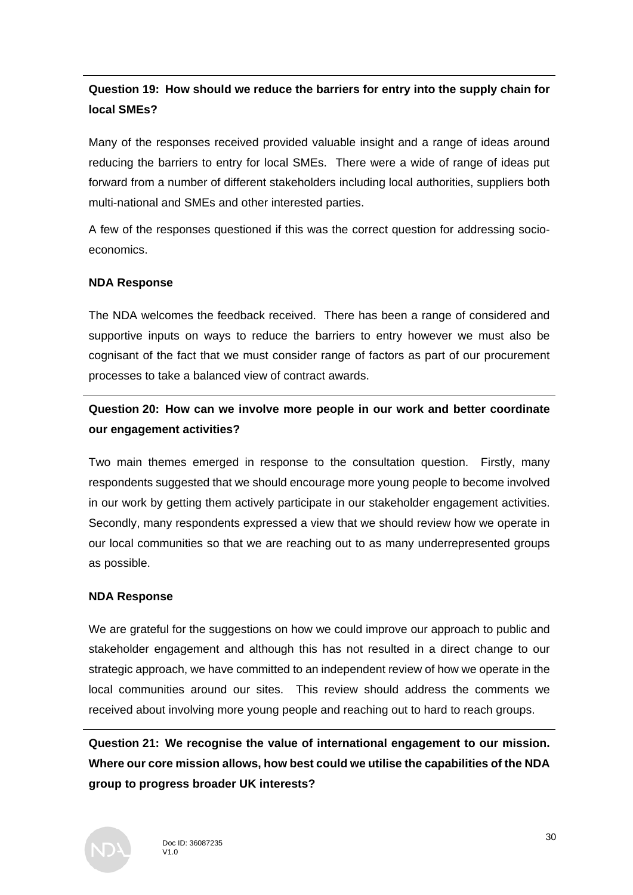**Question 19: How should we reduce the barriers for entry into the supply chain for local SMEs?**

Many of the responses received provided valuable insight and a range of ideas around reducing the barriers to entry for local SMEs. There were a wide of range of ideas put forward from a number of different stakeholders including local authorities, suppliers both multi-national and SMEs and other interested parties.

A few of the responses questioned if this was the correct question for addressing socio-economics.

**NDA Response**

The NDA welcomes the feedback received. There has been a range of considered and supportive inputs on ways to reduce the barriers to entry however we must also be cognisant of the fact that we must consider range of factors as part of our procurement processes to take a balanced view of contract awards.

**Question 20: How can we involve more people in our work and better coordinate our engagement activities?**

Two main themes emerged in response to the consultation question. Firstly, many respondents suggested that we should encourage more young people to become involved in our work by getting them actively participate in our stakeholder engagement activities. Secondly, many respondents expressed a view that we should review how we operate in our local communities so that we are reaching out to as many underrepresented groups as possible.

**NDA Response**

We are grateful for the suggestions on how we could improve our approach to public and stakeholder engagement and although this has not resulted in a direct change to our strategic approach, we have committed to an independent review of how we operate in the local communities around our sites. This review should address the comments we received about involving more young people and reaching out to hard to reach groups.

**Question 21: We recognise the value of international engagement to our mission. Where our core mission allows, how best could we utilise the capabilities of the NDA group to progress broader UK interests?**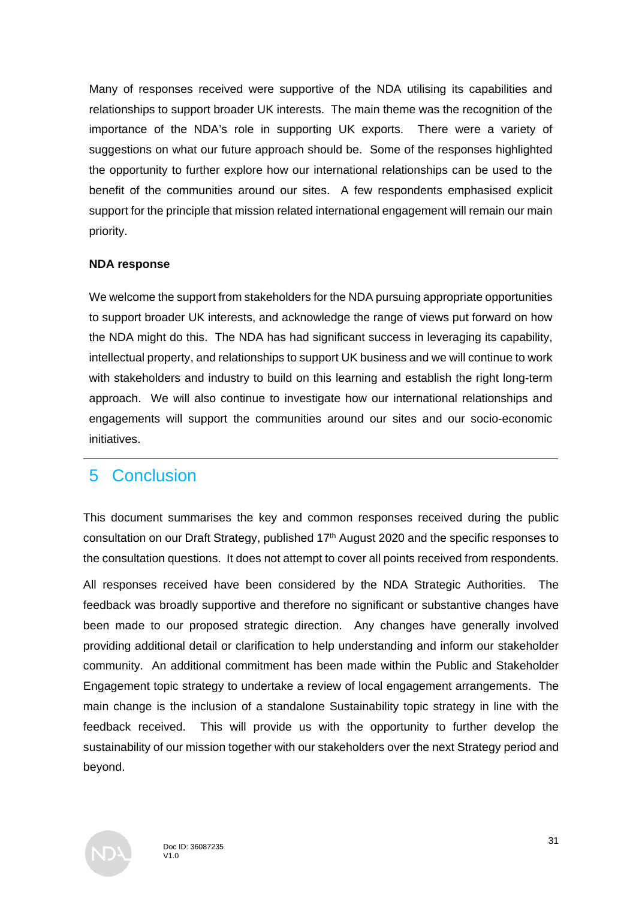Many of responses received were supportive of the NDA utilising its capabilities and relationships to support broader UK interests. The main theme was the recognition of the importance of the NDA's role in supporting UK exports. There were a variety of suggestions on what our future approach should be. Some of the responses highlighted the opportunity to further explore how our international relationships can be used to the benefit of the communities around our sites. A few respondents emphasised explicit support for the principle that mission related international engagement will remain our main priority.

**NDA response**

We welcome the support from stakeholders for the NDA pursuing appropriate opportunities to support broader UK interests, and acknowledge the range of views put forward on how the NDA might do this. The NDA has had significant success in leveraging its capability, intellectual property, and relationships to support UK business and we will continue to work with stakeholders and industry to build on this learning and establish the right long-term approach. We will also continue to investigate how our international relationships and engagements will support the communities around our sites and our socio-economic initiatives.

# 5 Conclusion

This document summarises the key and common responses received during the public consultation on our Draft Strategy, published 17th August 2020 and the specific responses to the consultation questions. It does not attempt to cover all points received from respondents.

All responses received have been considered by the NDA Strategic Authorities. The feedback was broadly supportive and therefore no significant or substantive changes have been made to our proposed strategic direction. Any changes have generally involved providing additional detail or clarification to help understanding and inform our stakeholder community. An additional commitment has been made within the Public and Stakeholder Engagement topic strategy to undertake a review of local engagement arrangements. The main change is the inclusion of a standalone Sustainability topic strategy in line with the feedback received. This will provide us with the opportunity to further develop the sustainability of our mission together with our stakeholders over the next Strategy period and beyond.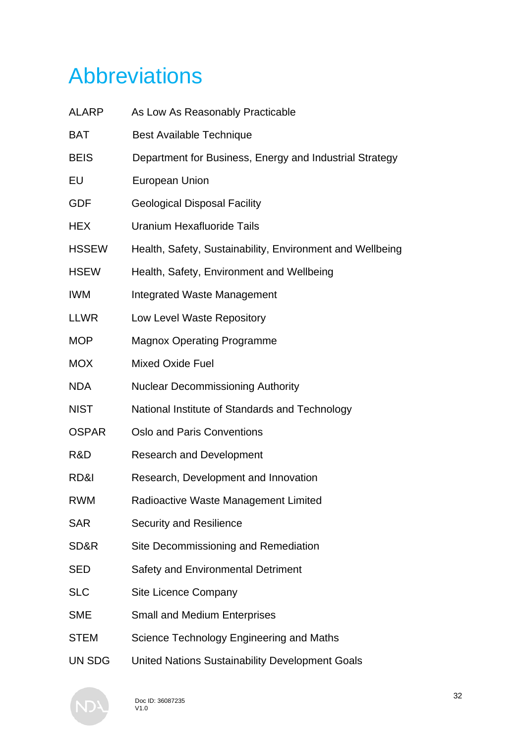# Abbreviations

| | |
|---|---|
| ALARP | As Low As Reasonably Practicable |
| BAT | Best Available Technique |
| BEIS | Department for Business, Energy and Industrial Strategy |
| EU | European Union |
| GDF | Geological Disposal Facility |
| HEX | Uranium Hexafluoride Tails |
| HSSEW | Health, Safety, Sustainability, Environment and Wellbeing |
| HSEW | Health, Safety, Environment and Wellbeing |
| IWM | Integrated Waste Management |
| LLWR | Low Level Waste Repository |
| MOP | Magnox Operating Programme |
| MOX | Mixed Oxide Fuel |
| NDA | Nuclear Decommissioning Authority |
| NIST | National Institute of Standards and Technology |
| OSPAR | Oslo and Paris Conventions |
| R&D | Research and Development |
| RD&I | Research, Development and Innovation |
| RWM | Radioactive Waste Management Limited |
| SAR | Security and Resilience |
| SD&R | Site Decommissioning and Remediation |
| SED | Safety and Environmental Detriment |
| SLC | Site Licence Company |
| SME | Small and Medium Enterprises |
| STEM | Science Technology Engineering and Maths |
| UN SDG | United Nations Sustainability Development Goals |

Doc ID: 36087235
V1.0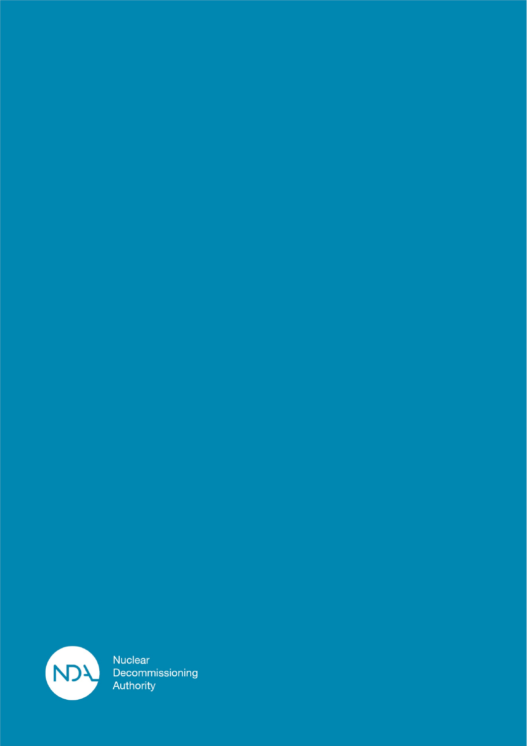Nuclear
Decommissioning
Authority